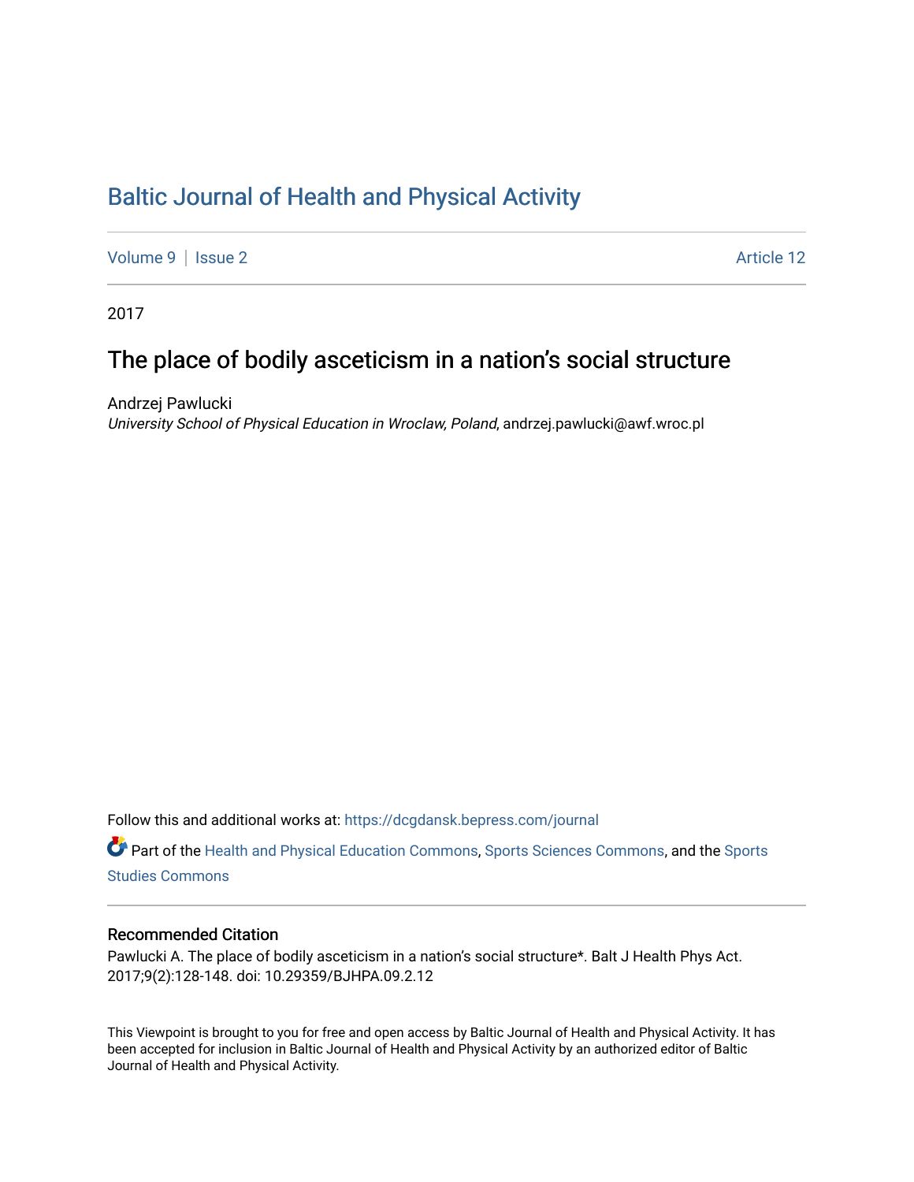# Baltic Journal of Health and Physical Activity

Volume 9 | Issue 2 Article 12

2017

## The place of bodily asceticism in a nation's social structure

Andrzej Pawlucki
*University School of Physical Education in Wroclaw, Poland*, andrzej.pawlucki@awf.wroc.pl

Follow this and additional works at: https://dcgdansk.bepress.com/journal

Part of the Health and Physical Education Commons, Sports Sciences Commons, and the Sports Studies Commons

### Recommended Citation

Pawlucki A. The place of bodily asceticism in a nation's social structure*. Balt J Health Phys Act. 2017;9(2):128-148. doi: 10.29359/BJHPA.09.2.12

This Viewpoint is brought to you for free and open access by Baltic Journal of Health and Physical Activity. It has been accepted for inclusion in Baltic Journal of Health and Physical Activity by an authorized editor of Baltic Journal of Health and Physical Activity.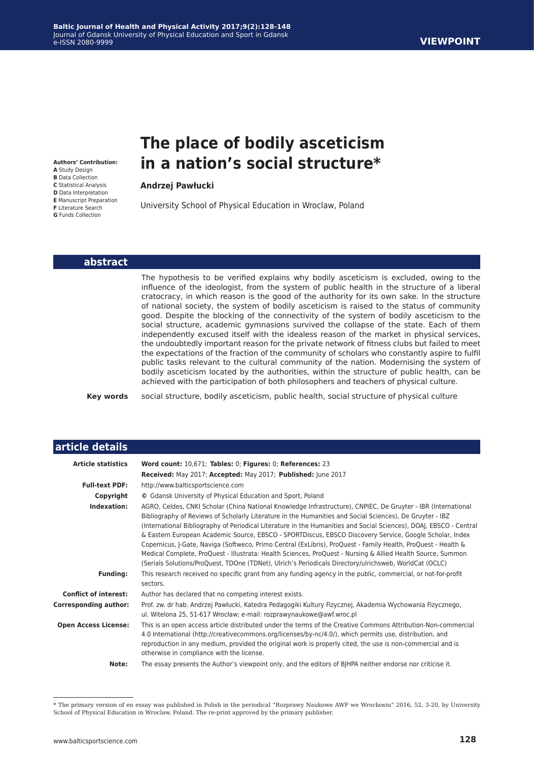# The place of bodily asceticism in a nation's social structure*

**Andrzej Pawłucki**

University School of Physical Education in Wroclaw, Poland

**Authors' Contribution:**
**A** Study Design
**B** Data Collection
**C** Statistical Analysis
**D** Data Interpretation
**E** Manuscript Preparation
**F** Literature Search
**G** Funds Collection

## abstract

The hypothesis to be verified explains why bodily asceticism is excluded, owing to the influence of the ideologist, from the system of public health in the structure of a liberal cratocracy, in which reason is the good of the authority for its own sake. In the structure of national society, the system of bodily asceticism is raised to the status of community good. Despite the blocking of the connectivity of the system of bodily asceticism to the social structure, academic gymnasions survived the collapse of the state. Each of them independently excused itself with the idealess reason of the market in physical services, the undoubtedly important reason for the private network of fitness clubs but failed to meet the expectations of the fraction of the community of scholars who constantly aspire to fulfil public tasks relevant to the cultural community of the nation. Modernising the system of bodily asceticism located by the authorities, within the structure of public health, can be achieved with the participation of both philosophers and teachers of physical culture.

**Key words** social structure, bodily asceticism, public health, social structure of physical culture

## article details

| | |
|---|---|
| **Article statistics** | **Word count:** 10,671; **Tables:** 0; **Figures:** 0; **References:** 23<br>**Received:** May 2017; **Accepted:** May 2017; **Published:** June 2017 |
| **Full-text PDF:** | http://www.balticsportscience.com |
| **Copyright** | © Gdansk University of Physical Education and Sport, Poland |
| **Indexation:** | AGRO, Celdes, CNKI Scholar (China National Knowledge Infrastructure), CNPIEC, De Gruyter - IBR (International Bibliography of Reviews of Scholarly Literature in the Humanities and Social Sciences), De Gruyter - IBZ (International Bibliography of Periodical Literature in the Humanities and Social Sciences), DOAJ, EBSCO - Central & Eastern European Academic Source, EBSCO - SPORTDiscus, EBSCO Discovery Service, Google Scholar, Index Copernicus, J-Gate, Naviga (Softweco, Primo Central (ExLibris), ProQuest - Family Health, ProQuest - Health & Medical Complete, ProQuest - Illustrata: Health Sciences, ProQuest - Nursing & Allied Health Source, Summon (Serials Solutions/ProQuest, TDOne (TDNet), Ulrich's Periodicals Directory/ulrichsweb, WorldCat (OCLC) |
| **Funding:** | This research received no specific grant from any funding agency in the public, commercial, or not-for-profit sectors. |
| **Conflict of interest:** | Author has declared that no competing interest exists. |
| **Corresponding author:** | Prof. zw. dr hab. Andrzej Pawłucki, Katedra Pedagogiki Kultury Fizycznej, Akademia Wychowania Fizycznego, ul. Witelona 25, 51-617 Wrocław; e-mail: rozprawynaukowe@awf.wroc.pl |
| **Open Access License:** | This is an open access article distributed under the terms of the Creative Commons Attribution-Non-commercial 4.0 International (http://creativecommons.org/licenses/by-nc/4.0/), which permits use, distribution, and reproduction in any medium, provided the original work is properly cited, the use is non-commercial and is otherwise in compliance with the license. |
| **Note:** | The essay presents the Author's viewpoint only, and the editors of BJHPA neither endorse nor criticise it. |

* The primary version of en essay was published in Polish in the periodical "Rozprawy Naukowe AWF we Wrocławiu" 2016, 52, 3-20, by University School of Physical Education in Wroclaw, Poland. The re-print approved by the primary publisher.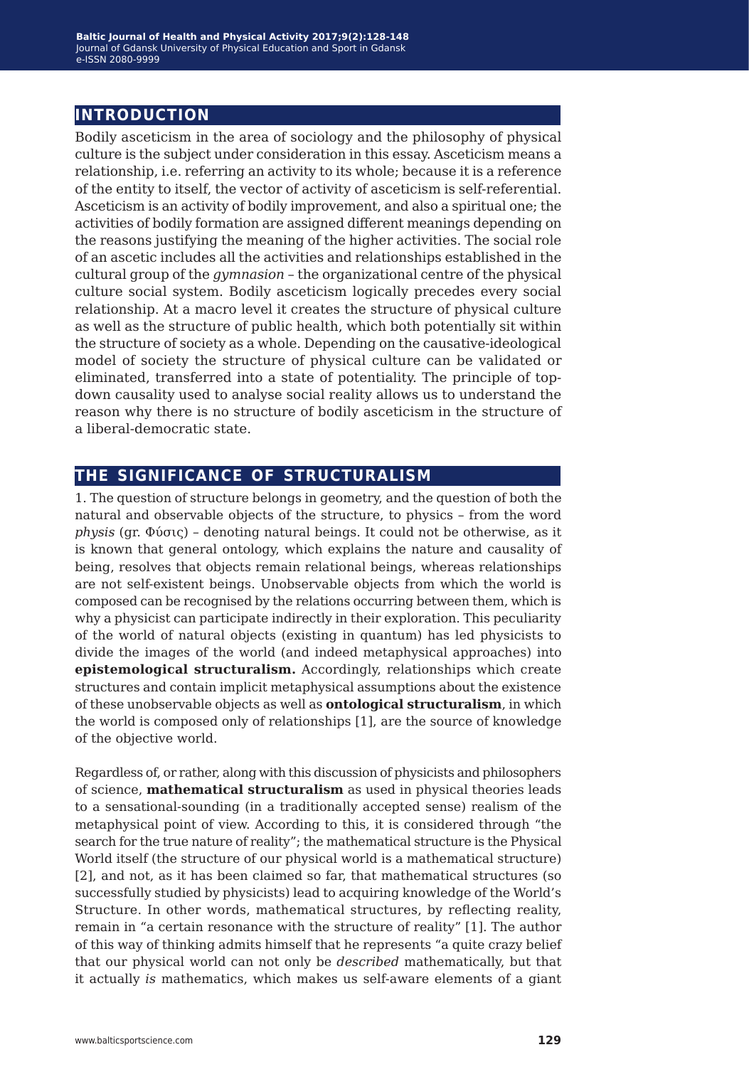## INTRODUCTION

Bodily asceticism in the area of sociology and the philosophy of physical culture is the subject under consideration in this essay. Asceticism means a relationship, i.e. referring an activity to its whole; because it is a reference of the entity to itself, the vector of activity of asceticism is self-referential. Asceticism is an activity of bodily improvement, and also a spiritual one; the activities of bodily formation are assigned different meanings depending on the reasons justifying the meaning of the higher activities. The social role of an ascetic includes all the activities and relationships established in the cultural group of the *gymnasion* – the organizational centre of the physical culture social system. Bodily asceticism logically precedes every social relationship. At a macro level it creates the structure of physical culture as well as the structure of public health, which both potentially sit within the structure of society as a whole. Depending on the causative-ideological model of society the structure of physical culture can be validated or eliminated, transferred into a state of potentiality. The principle of top-down causality used to analyse social reality allows us to understand the reason why there is no structure of bodily asceticism in the structure of a liberal-democratic state.

## THE SIGNIFICANCE OF STRUCTURALISM

1. The question of structure belongs in geometry, and the question of both the natural and observable objects of the structure, to physics – from the word *physis* (gr. Φύσις) – denoting natural beings. It could not be otherwise, as it is known that general ontology, which explains the nature and causality of being, resolves that objects remain relational beings, whereas relationships are not self-existent beings. Unobservable objects from which the world is composed can be recognised by the relations occurring between them, which is why a physicist can participate indirectly in their exploration. This peculiarity of the world of natural objects (existing in quantum) has led physicists to divide the images of the world (and indeed metaphysical approaches) into **epistemological structuralism.** Accordingly, relationships which create structures and contain implicit metaphysical assumptions about the existence of these unobservable objects as well as **ontological structuralism**, in which the world is composed only of relationships [1], are the source of knowledge of the objective world.

Regardless of, or rather, along with this discussion of physicists and philosophers of science, **mathematical structuralism** as used in physical theories leads to a sensational-sounding (in a traditionally accepted sense) realism of the metaphysical point of view. According to this, it is considered through "the search for the true nature of reality"; the mathematical structure is the Physical World itself (the structure of our physical world is a mathematical structure) [2], and not, as it has been claimed so far, that mathematical structures (so successfully studied by physicists) lead to acquiring knowledge of the World's Structure. In other words, mathematical structures, by reflecting reality, remain in "a certain resonance with the structure of reality" [1]. The author of this way of thinking admits himself that he represents "a quite crazy belief that our physical world can not only be *described* mathematically, but that it actually *is* mathematics, which makes us self-aware elements of a giant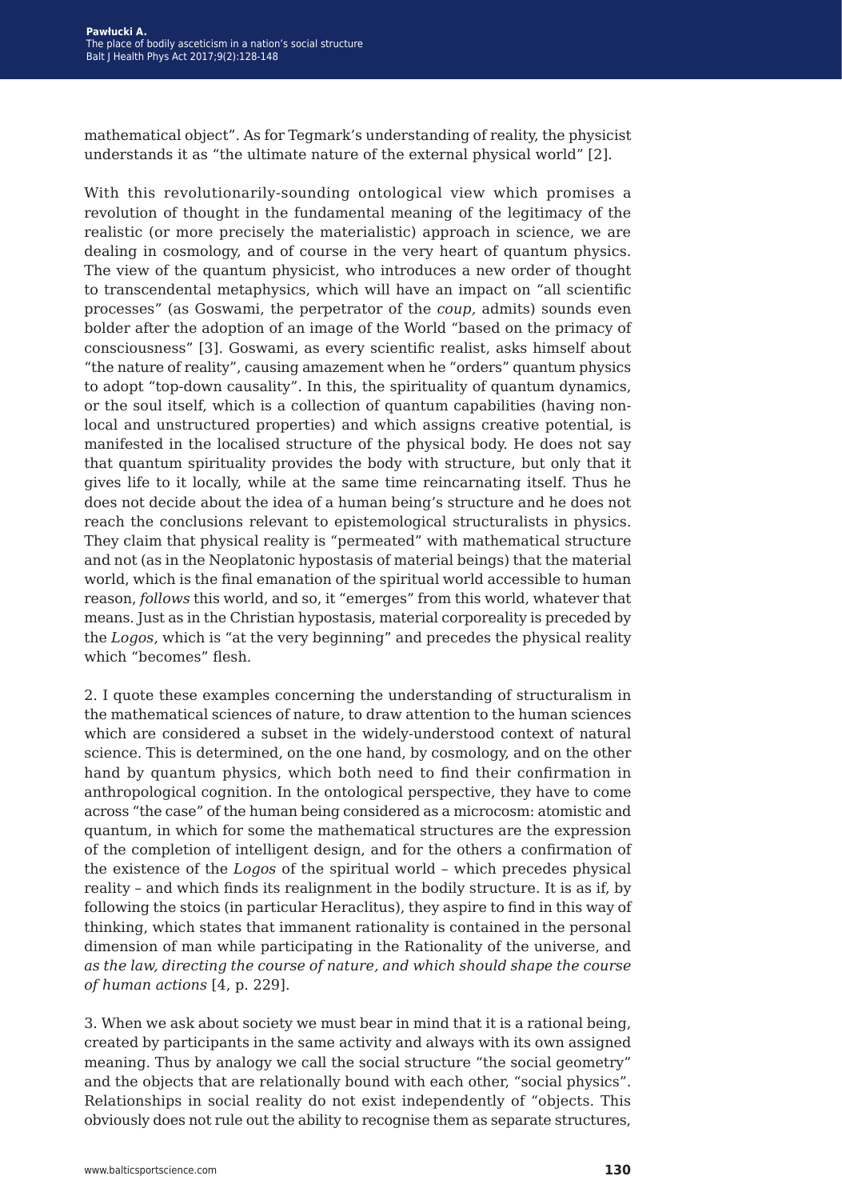mathematical object". As for Tegmark's understanding of reality, the physicist understands it as "the ultimate nature of the external physical world" [2].

With this revolutionarily-sounding ontological view which promises a revolution of thought in the fundamental meaning of the legitimacy of the realistic (or more precisely the materialistic) approach in science, we are dealing in cosmology, and of course in the very heart of quantum physics. The view of the quantum physicist, who introduces a new order of thought to transcendental metaphysics, which will have an impact on "all scientific processes" (as Goswami, the perpetrator of the *coup,* admits) sounds even bolder after the adoption of an image of the World "based on the primacy of consciousness" [3]. Goswami, as every scientific realist, asks himself about "the nature of reality", causing amazement when he "orders" quantum physics to adopt "top-down causality". In this, the spirituality of quantum dynamics, or the soul itself, which is a collection of quantum capabilities (having non-local and unstructured properties) and which assigns creative potential, is manifested in the localised structure of the physical body. He does not say that quantum spirituality provides the body with structure, but only that it gives life to it locally, while at the same time reincarnating itself. Thus he does not decide about the idea of a human being's structure and he does not reach the conclusions relevant to epistemological structuralists in physics. They claim that physical reality is "permeated" with mathematical structure and not (as in the Neoplatonic hypostasis of material beings) that the material world, which is the final emanation of the spiritual world accessible to human reason, *follows* this world, and so, it "emerges" from this world, whatever that means. Just as in the Christian hypostasis, material corporeality is preceded by the *Logos*, which is "at the very beginning" and precedes the physical reality which "becomes" flesh.

2. I quote these examples concerning the understanding of structuralism in the mathematical sciences of nature, to draw attention to the human sciences which are considered a subset in the widely-understood context of natural science. This is determined, on the one hand, by cosmology, and on the other hand by quantum physics, which both need to find their confirmation in anthropological cognition. In the ontological perspective, they have to come across "the case" of the human being considered as a microcosm: atomistic and quantum, in which for some the mathematical structures are the expression of the completion of intelligent design, and for the others a confirmation of the existence of the *Logos* of the spiritual world – which precedes physical reality – and which finds its realignment in the bodily structure. It is as if, by following the stoics (in particular Heraclitus), they aspire to find in this way of thinking, which states that immanent rationality is contained in the personal dimension of man while participating in the Rationality of the universe, and *as the law, directing the course of nature, and which should shape the course of human actions* [4, p. 229].

3. When we ask about society we must bear in mind that it is a rational being, created by participants in the same activity and always with its own assigned meaning. Thus by analogy we call the social structure "the social geometry" and the objects that are relationally bound with each other, "social physics". Relationships in social reality do not exist independently of "objects. This obviously does not rule out the ability to recognise them as separate structures,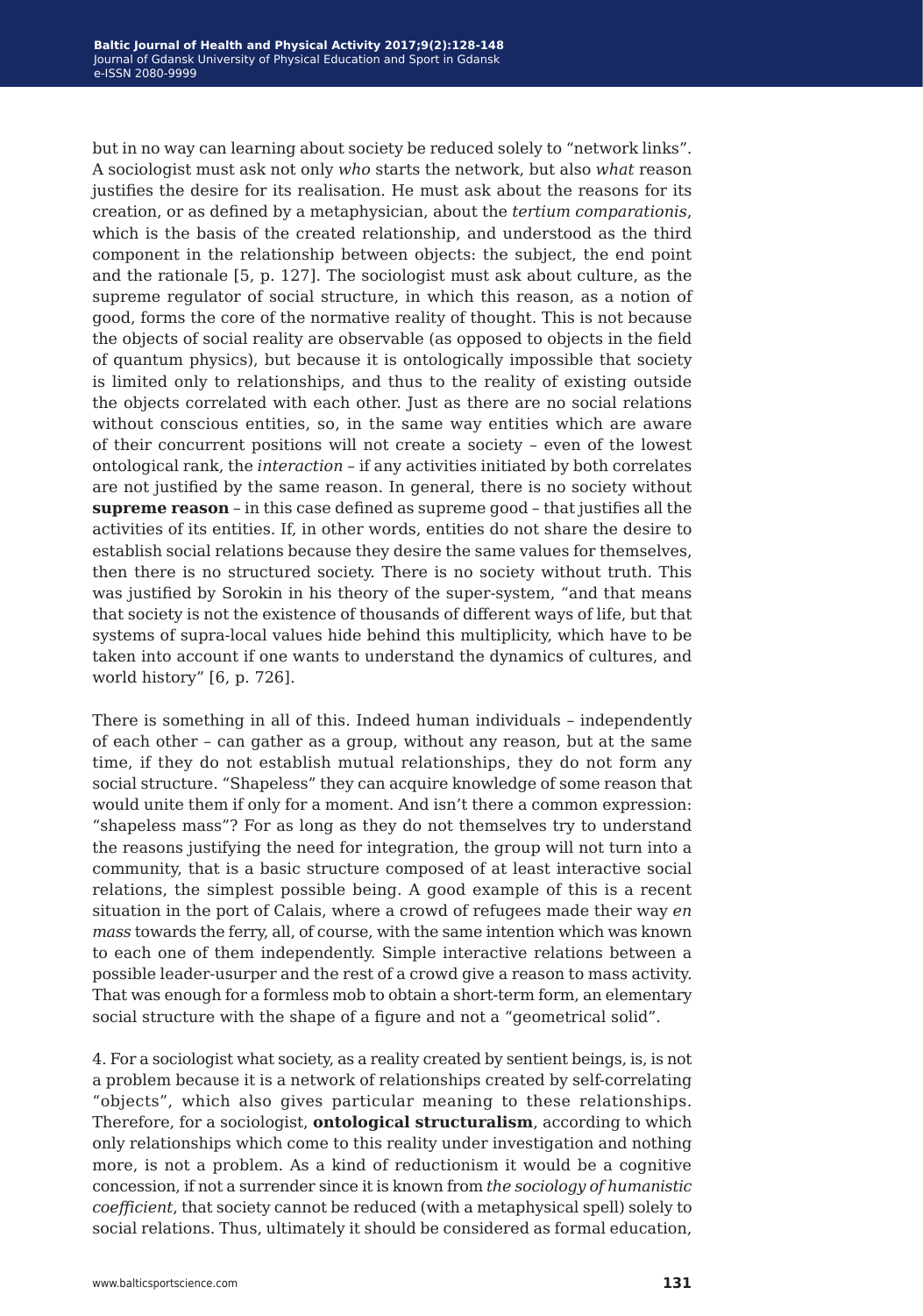but in no way can learning about society be reduced solely to "network links". A sociologist must ask not only *who* starts the network, but also *what* reason justifies the desire for its realisation. He must ask about the reasons for its creation, or as defined by a metaphysician, about the *tertium comparationis*, which is the basis of the created relationship, and understood as the third component in the relationship between objects: the subject, the end point and the rationale [5, p. 127]. The sociologist must ask about culture, as the supreme regulator of social structure, in which this reason, as a notion of good, forms the core of the normative reality of thought. This is not because the objects of social reality are observable (as opposed to objects in the field of quantum physics), but because it is ontologically impossible that society is limited only to relationships, and thus to the reality of existing outside the objects correlated with each other. Just as there are no social relations without conscious entities, so, in the same way entities which are aware of their concurrent positions will not create a society – even of the lowest ontological rank, the *interaction* – if any activities initiated by both correlates are not justified by the same reason. In general, there is no society without **supreme reason** – in this case defined as supreme good – that justifies all the activities of its entities. If, in other words, entities do not share the desire to establish social relations because they desire the same values for themselves, then there is no structured society. There is no society without truth. This was justified by Sorokin in his theory of the super-system, "and that means that society is not the existence of thousands of different ways of life, but that systems of supra-local values hide behind this multiplicity, which have to be taken into account if one wants to understand the dynamics of cultures, and world history" [6, p. 726].

There is something in all of this. Indeed human individuals – independently of each other – can gather as a group, without any reason, but at the same time, if they do not establish mutual relationships, they do not form any social structure. "Shapeless" they can acquire knowledge of some reason that would unite them if only for a moment. And isn't there a common expression: "shapeless mass"? For as long as they do not themselves try to understand the reasons justifying the need for integration, the group will not turn into a community, that is a basic structure composed of at least interactive social relations, the simplest possible being. A good example of this is a recent situation in the port of Calais, where a crowd of refugees made their way *en mass* towards the ferry, all, of course, with the same intention which was known to each one of them independently. Simple interactive relations between a possible leader-usurper and the rest of a crowd give a reason to mass activity. That was enough for a formless mob to obtain a short-term form, an elementary social structure with the shape of a figure and not a "geometrical solid".

4. For a sociologist what society, as a reality created by sentient beings, is, is not a problem because it is a network of relationships created by self-correlating "objects", which also gives particular meaning to these relationships. Therefore, for a sociologist, **ontological structuralism**, according to which only relationships which come to this reality under investigation and nothing more, is not a problem. As a kind of reductionism it would be a cognitive concession, if not a surrender since it is known from *the sociology of humanistic coefficient*, that society cannot be reduced (with a metaphysical spell) solely to social relations. Thus, ultimately it should be considered as formal education,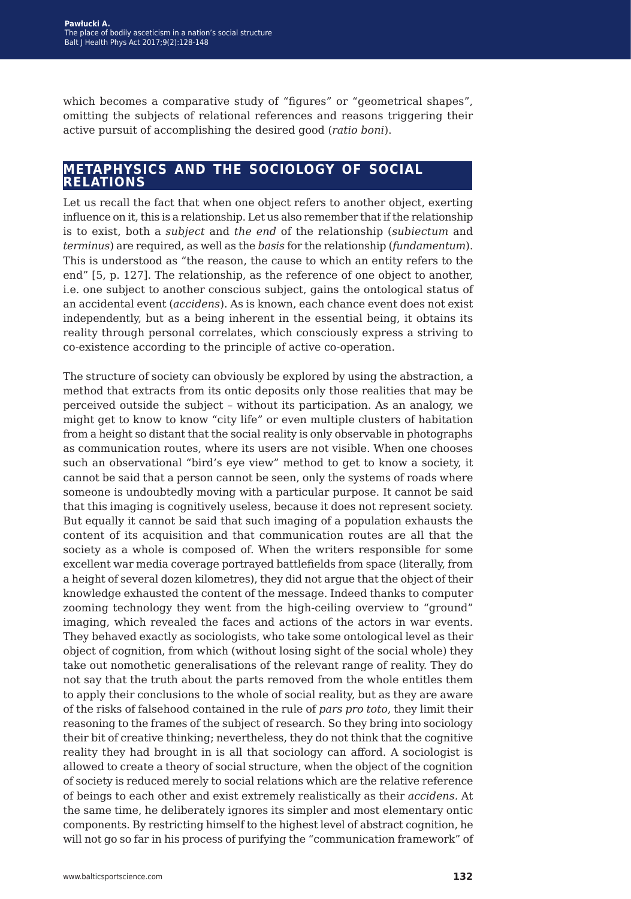which becomes a comparative study of "figures" or "geometrical shapes", omitting the subjects of relational references and reasons triggering their active pursuit of accomplishing the desired good (*ratio boni*).

## METAPHYSICS AND THE SOCIOLOGY OF SOCIAL RELATIONS

Let us recall the fact that when one object refers to another object, exerting influence on it, this is a relationship. Let us also remember that if the relationship is to exist, both a *subject* and *the end* of the relationship (*subiectum* and *terminus*) are required, as well as the *basis* for the relationship (*fundamentum*). This is understood as "the reason, the cause to which an entity refers to the end" [5, p. 127]. The relationship, as the reference of one object to another, i.e. one subject to another conscious subject, gains the ontological status of an accidental event (*accidens*). As is known, each chance event does not exist independently, but as a being inherent in the essential being, it obtains its reality through personal correlates, which consciously express a striving to co-existence according to the principle of active co-operation.

The structure of society can obviously be explored by using the abstraction, a method that extracts from its ontic deposits only those realities that may be perceived outside the subject – without its participation. As an analogy, we might get to know to know "city life" or even multiple clusters of habitation from a height so distant that the social reality is only observable in photographs as communication routes, where its users are not visible. When one chooses such an observational "bird's eye view" method to get to know a society, it cannot be said that a person cannot be seen, only the systems of roads where someone is undoubtedly moving with a particular purpose. It cannot be said that this imaging is cognitively useless, because it does not represent society. But equally it cannot be said that such imaging of a population exhausts the content of its acquisition and that communication routes are all that the society as a whole is composed of. When the writers responsible for some excellent war media coverage portrayed battlefields from space (literally, from a height of several dozen kilometres), they did not argue that the object of their knowledge exhausted the content of the message. Indeed thanks to computer zooming technology they went from the high-ceiling overview to "ground" imaging, which revealed the faces and actions of the actors in war events. They behaved exactly as sociologists, who take some ontological level as their object of cognition, from which (without losing sight of the social whole) they take out nomothetic generalisations of the relevant range of reality. They do not say that the truth about the parts removed from the whole entitles them to apply their conclusions to the whole of social reality, but as they are aware of the risks of falsehood contained in the rule of *pars pro toto*, they limit their reasoning to the frames of the subject of research. So they bring into sociology their bit of creative thinking; nevertheless, they do not think that the cognitive reality they had brought in is all that sociology can afford. A sociologist is allowed to create a theory of social structure, when the object of the cognition of society is reduced merely to social relations which are the relative reference of beings to each other and exist extremely realistically as their *accidens*. At the same time, he deliberately ignores its simpler and most elementary ontic components. By restricting himself to the highest level of abstract cognition, he will not go so far in his process of purifying the "communication framework" of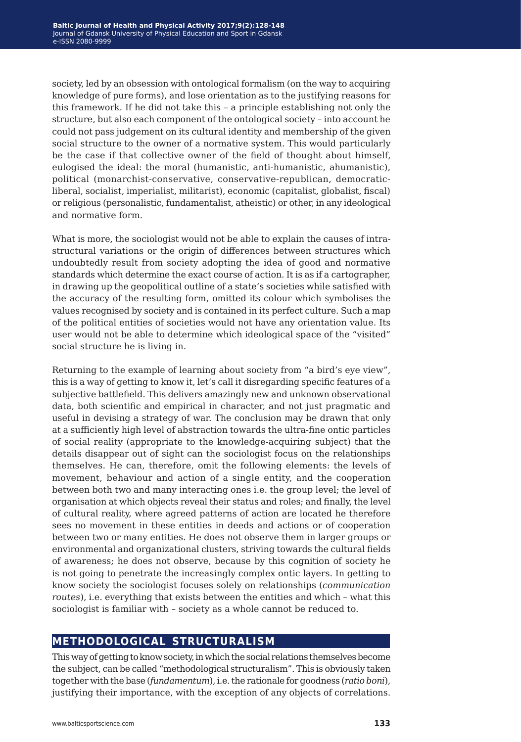society, led by an obsession with ontological formalism (on the way to acquiring knowledge of pure forms), and lose orientation as to the justifying reasons for this framework. If he did not take this – a principle establishing not only the structure, but also each component of the ontological society – into account he could not pass judgement on its cultural identity and membership of the given social structure to the owner of a normative system. This would particularly be the case if that collective owner of the field of thought about himself, eulogised the ideal: the moral (humanistic, anti-humanistic, ahumanistic), political (monarchist-conservative, conservative-republican, democratic-liberal, socialist, imperialist, militarist), economic (capitalist, globalist, fiscal) or religious (personalistic, fundamentalist, atheistic) or other, in any ideological and normative form.

What is more, the sociologist would not be able to explain the causes of intra-structural variations or the origin of differences between structures which undoubtedly result from society adopting the idea of good and normative standards which determine the exact course of action. It is as if a cartographer, in drawing up the geopolitical outline of a state's societies while satisfied with the accuracy of the resulting form, omitted its colour which symbolises the values recognised by society and is contained in its perfect culture. Such a map of the political entities of societies would not have any orientation value. Its user would not be able to determine which ideological space of the "visited" social structure he is living in.

Returning to the example of learning about society from "a bird's eye view", this is a way of getting to know it, let's call it disregarding specific features of a subjective battlefield. This delivers amazingly new and unknown observational data, both scientific and empirical in character, and not just pragmatic and useful in devising a strategy of war. The conclusion may be drawn that only at a sufficiently high level of abstraction towards the ultra-fine ontic particles of social reality (appropriate to the knowledge-acquiring subject) that the details disappear out of sight can the sociologist focus on the relationships themselves. He can, therefore, omit the following elements: the levels of movement, behaviour and action of a single entity, and the cooperation between both two and many interacting ones i.e. the group level; the level of organisation at which objects reveal their status and roles; and finally, the level of cultural reality, where agreed patterns of action are located he therefore sees no movement in these entities in deeds and actions or of cooperation between two or many entities. He does not observe them in larger groups or environmental and organizational clusters, striving towards the cultural fields of awareness; he does not observe, because by this cognition of society he is not going to penetrate the increasingly complex ontic layers. In getting to know society the sociologist focuses solely on relationships (*communication routes*), i.e. everything that exists between the entities and which – what this sociologist is familiar with – society as a whole cannot be reduced to.

## METHODOLOGICAL STRUCTURALISM

This way of getting to know society, in which the social relations themselves become the subject, can be called "methodological structuralism". This is obviously taken together with the base (*fundamentum*), i.e. the rationale for goodness (*ratio boni*), justifying their importance, with the exception of any objects of correlations.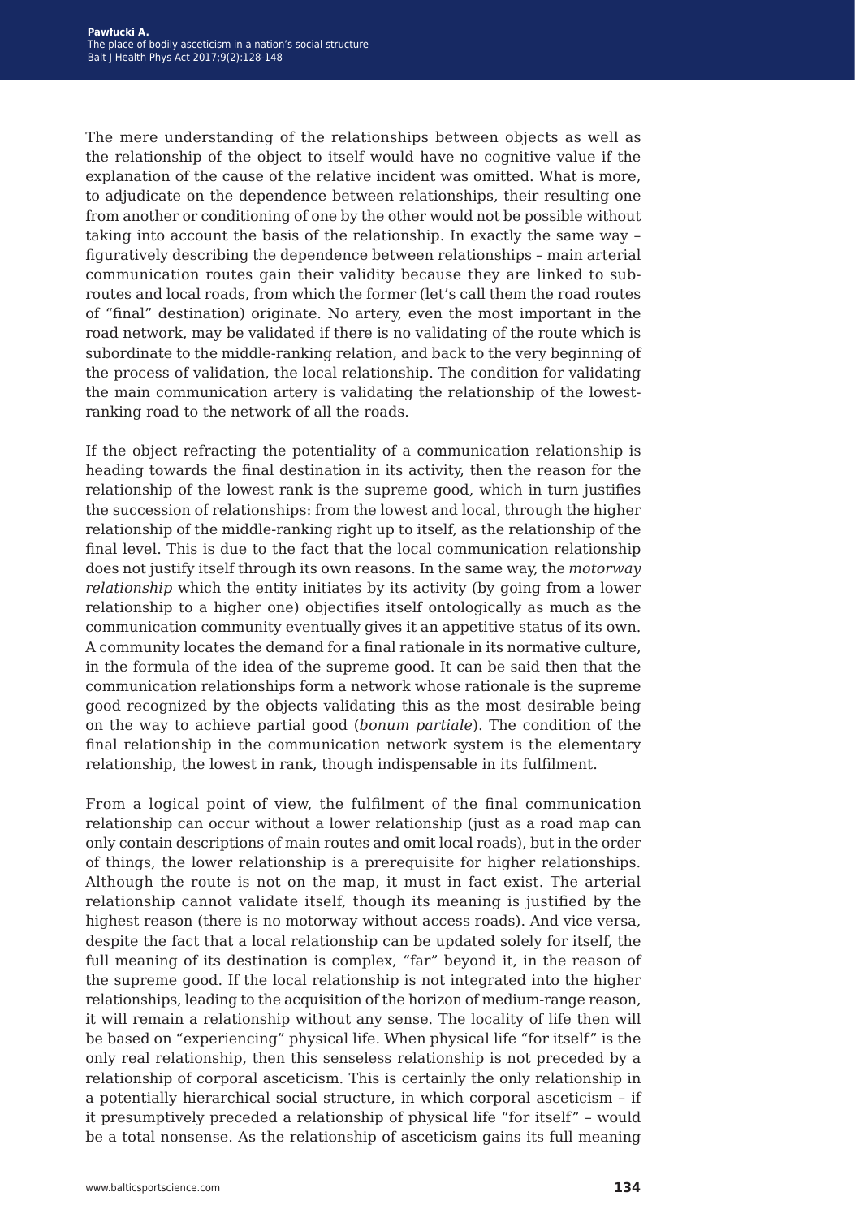The mere understanding of the relationships between objects as well as the relationship of the object to itself would have no cognitive value if the explanation of the cause of the relative incident was omitted. What is more, to adjudicate on the dependence between relationships, their resulting one from another or conditioning of one by the other would not be possible without taking into account the basis of the relationship. In exactly the same way – figuratively describing the dependence between relationships – main arterial communication routes gain their validity because they are linked to sub-routes and local roads, from which the former (let's call them the road routes of "final" destination) originate. No artery, even the most important in the road network, may be validated if there is no validating of the route which is subordinate to the middle-ranking relation, and back to the very beginning of the process of validation, the local relationship. The condition for validating the main communication artery is validating the relationship of the lowest-ranking road to the network of all the roads.

If the object refracting the potentiality of a communication relationship is heading towards the final destination in its activity, then the reason for the relationship of the lowest rank is the supreme good, which in turn justifies the succession of relationships: from the lowest and local, through the higher relationship of the middle-ranking right up to itself, as the relationship of the final level. This is due to the fact that the local communication relationship does not justify itself through its own reasons. In the same way, the *motorway relationship* which the entity initiates by its activity (by going from a lower relationship to a higher one) objectifies itself ontologically as much as the communication community eventually gives it an appetitive status of its own. A community locates the demand for a final rationale in its normative culture, in the formula of the idea of the supreme good. It can be said then that the communication relationships form a network whose rationale is the supreme good recognized by the objects validating this as the most desirable being on the way to achieve partial good (*bonum partiale*). The condition of the final relationship in the communication network system is the elementary relationship, the lowest in rank, though indispensable in its fulfilment.

From a logical point of view, the fulfilment of the final communication relationship can occur without a lower relationship (just as a road map can only contain descriptions of main routes and omit local roads), but in the order of things, the lower relationship is a prerequisite for higher relationships. Although the route is not on the map, it must in fact exist. The arterial relationship cannot validate itself, though its meaning is justified by the highest reason (there is no motorway without access roads). And vice versa, despite the fact that a local relationship can be updated solely for itself, the full meaning of its destination is complex, "far" beyond it, in the reason of the supreme good. If the local relationship is not integrated into the higher relationships, leading to the acquisition of the horizon of medium-range reason, it will remain a relationship without any sense. The locality of life then will be based on "experiencing" physical life. When physical life "for itself" is the only real relationship, then this senseless relationship is not preceded by a relationship of corporal asceticism. This is certainly the only relationship in a potentially hierarchical social structure, in which corporal asceticism – if it presumptively preceded a relationship of physical life "for itself" – would be a total nonsense. As the relationship of asceticism gains its full meaning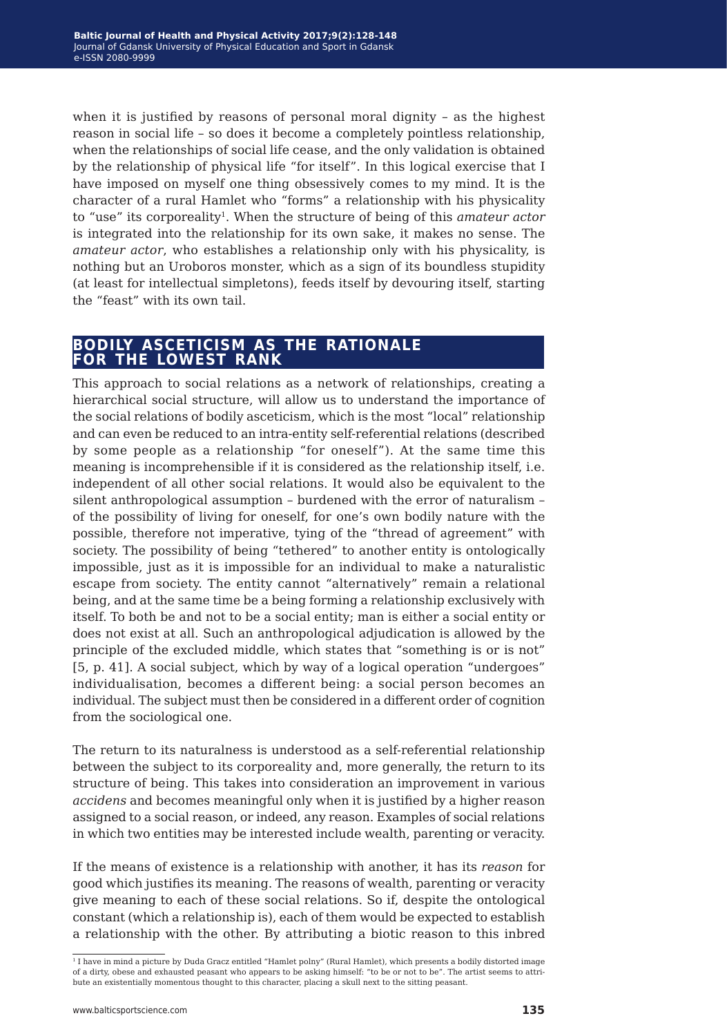when it is justified by reasons of personal moral dignity – as the highest reason in social life – so does it become a completely pointless relationship, when the relationships of social life cease, and the only validation is obtained by the relationship of physical life "for itself". In this logical exercise that I have imposed on myself one thing obsessively comes to my mind. It is the character of a rural Hamlet who "forms" a relationship with his physicality to "use" its corporeality[1]. When the structure of being of this *amateur actor* is integrated into the relationship for its own sake, it makes no sense. The *amateur actor*, who establishes a relationship only with his physicality, is nothing but an Uroboros monster, which as a sign of its boundless stupidity (at least for intellectual simpletons), feeds itself by devouring itself, starting the "feast" with its own tail.

## BODILY ASCETICISM AS THE RATIONALE FOR THE LOWEST RANK

This approach to social relations as a network of relationships, creating a hierarchical social structure, will allow us to understand the importance of the social relations of bodily asceticism, which is the most "local" relationship and can even be reduced to an intra-entity self-referential relations (described by some people as a relationship "for oneself"). At the same time this meaning is incomprehensible if it is considered as the relationship itself, i.e. independent of all other social relations. It would also be equivalent to the silent anthropological assumption – burdened with the error of naturalism – of the possibility of living for oneself, for one's own bodily nature with the possible, therefore not imperative, tying of the "thread of agreement" with society. The possibility of being "tethered" to another entity is ontologically impossible, just as it is impossible for an individual to make a naturalistic escape from society. The entity cannot "alternatively" remain a relational being, and at the same time be a being forming a relationship exclusively with itself. To both be and not to be a social entity; man is either a social entity or does not exist at all. Such an anthropological adjudication is allowed by the principle of the excluded middle, which states that "something is or is not" [5, p. 41]. A social subject, which by way of a logical operation "undergoes" individualisation, becomes a different being: a social person becomes an individual. The subject must then be considered in a different order of cognition from the sociological one.

The return to its naturalness is understood as a self-referential relationship between the subject to its corporeality and, more generally, the return to its structure of being. This takes into consideration an improvement in various *accidens* and becomes meaningful only when it is justified by a higher reason assigned to a social reason, or indeed, any reason. Examples of social relations in which two entities may be interested include wealth, parenting or veracity.

If the means of existence is a relationship with another, it has its *reason* for good which justifies its meaning. The reasons of wealth, parenting or veracity give meaning to each of these social relations. So if, despite the ontological constant (which a relationship is), each of them would be expected to establish a relationship with the other. By attributing a biotic reason to this inbred

[1] I have in mind a picture by Duda Gracz entitled "Hamlet polny" (Rural Hamlet), which presents a bodily distorted image of a dirty, obese and exhausted peasant who appears to be asking himself: "to be or not to be". The artist seems to attribute an existentially momentous thought to this character, placing a skull next to the sitting peasant.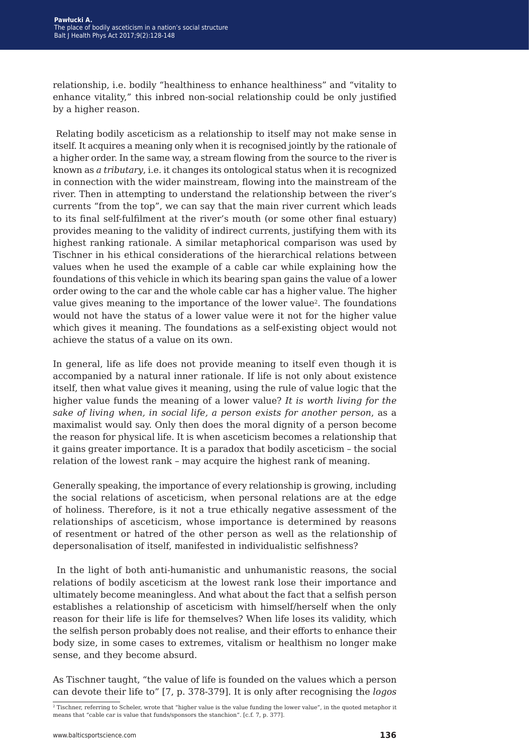relationship, i.e. bodily "healthiness to enhance healthiness" and "vitality to enhance vitality," this inbred non-social relationship could be only justified by a higher reason.

Relating bodily asceticism as a relationship to itself may not make sense in itself. It acquires a meaning only when it is recognised jointly by the rationale of a higher order. In the same way, a stream flowing from the source to the river is known as *a tributary*, i.e. it changes its ontological status when it is recognized in connection with the wider mainstream, flowing into the mainstream of the river. Then in attempting to understand the relationship between the river's currents "from the top", we can say that the main river current which leads to its final self-fulfilment at the river's mouth (or some other final estuary) provides meaning to the validity of indirect currents, justifying them with its highest ranking rationale. A similar metaphorical comparison was used by Tischner in his ethical considerations of the hierarchical relations between values when he used the example of a cable car while explaining how the foundations of this vehicle in which its bearing span gains the value of a lower order owing to the car and the whole cable car has a higher value. The higher value gives meaning to the importance of the lower value[2]. The foundations would not have the status of a lower value were it not for the higher value which gives it meaning. The foundations as a self-existing object would not achieve the status of a value on its own.

In general, life as life does not provide meaning to itself even though it is accompanied by a natural inner rationale. If life is not only about existence itself, then what value gives it meaning, using the rule of value logic that the higher value funds the meaning of a lower value? *It is worth living for the sake of living when, in social life, a person exists for another person*, as a maximalist would say. Only then does the moral dignity of a person become the reason for physical life. It is when asceticism becomes a relationship that it gains greater importance. It is a paradox that bodily asceticism – the social relation of the lowest rank – may acquire the highest rank of meaning.

Generally speaking, the importance of every relationship is growing, including the social relations of asceticism, when personal relations are at the edge of holiness. Therefore, is it not a true ethically negative assessment of the relationships of asceticism, whose importance is determined by reasons of resentment or hatred of the other person as well as the relationship of depersonalisation of itself, manifested in individualistic selfishness?

In the light of both anti-humanistic and unhumanistic reasons, the social relations of bodily asceticism at the lowest rank lose their importance and ultimately become meaningless. And what about the fact that a selfish person establishes a relationship of asceticism with himself/herself when the only reason for their life is life for themselves? When life loses its validity, which the selfish person probably does not realise, and their efforts to enhance their body size, in some cases to extremes, vitalism or healthism no longer make sense, and they become absurd.

As Tischner taught, "the value of life is founded on the values which a person can devote their life to" [7, p. 378-379]. It is only after recognising the *logos*

[2] Tischner, referring to Scheler, wrote that "higher value is the value funding the lower value", in the quoted metaphor it means that "cable car is value that funds/sponsors the stanchion". [c.f. 7, p. 377].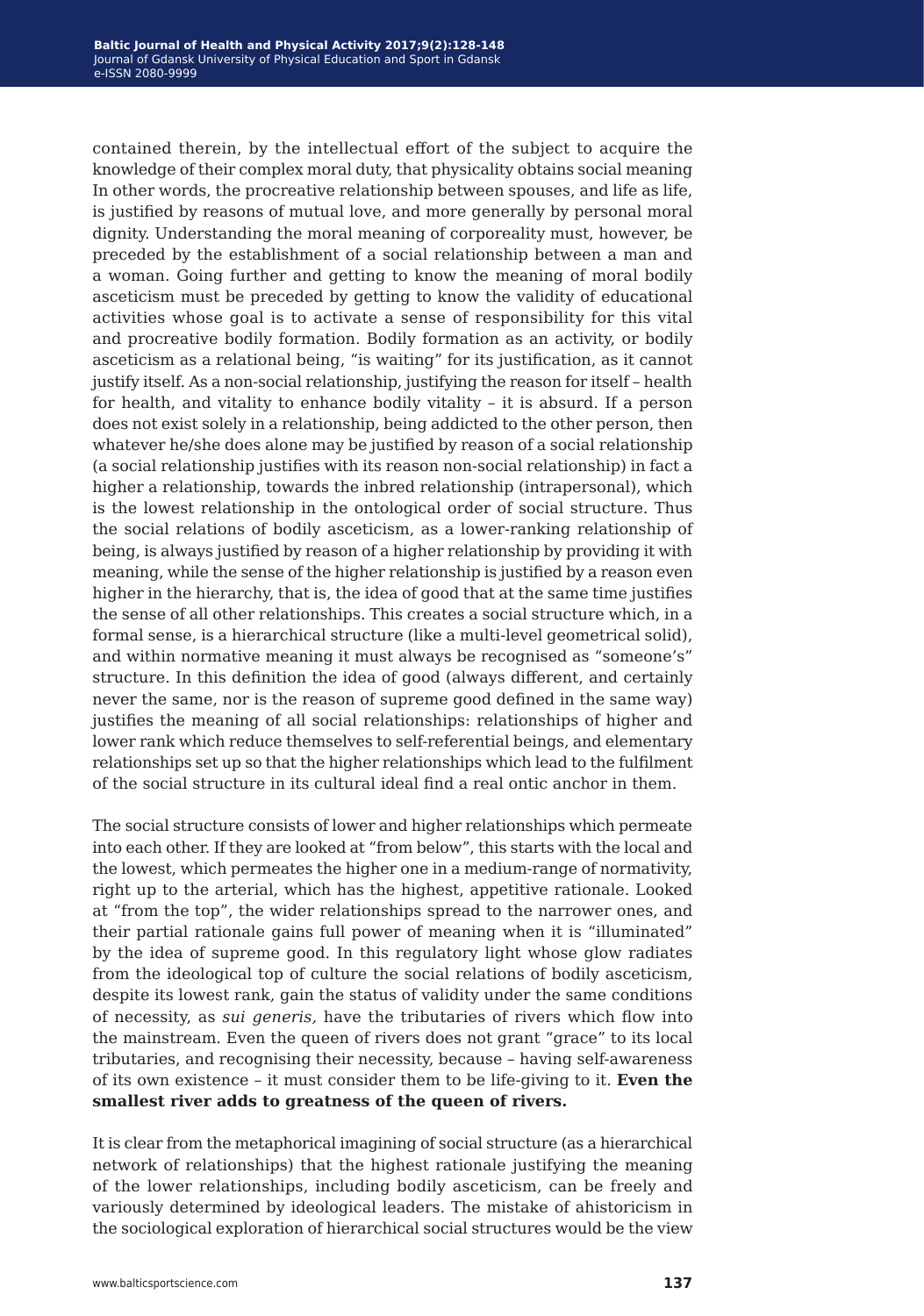contained therein, by the intellectual effort of the subject to acquire the knowledge of their complex moral duty, that physicality obtains social meaning In other words, the procreative relationship between spouses, and life as life, is justified by reasons of mutual love, and more generally by personal moral dignity. Understanding the moral meaning of corporeality must, however, be preceded by the establishment of a social relationship between a man and a woman. Going further and getting to know the meaning of moral bodily asceticism must be preceded by getting to know the validity of educational activities whose goal is to activate a sense of responsibility for this vital and procreative bodily formation. Bodily formation as an activity, or bodily asceticism as a relational being, "is waiting" for its justification, as it cannot justify itself. As a non-social relationship, justifying the reason for itself – health for health, and vitality to enhance bodily vitality – it is absurd. If a person does not exist solely in a relationship, being addicted to the other person, then whatever he/she does alone may be justified by reason of a social relationship (a social relationship justifies with its reason non-social relationship) in fact a higher a relationship, towards the inbred relationship (intrapersonal), which is the lowest relationship in the ontological order of social structure. Thus the social relations of bodily asceticism, as a lower-ranking relationship of being, is always justified by reason of a higher relationship by providing it with meaning, while the sense of the higher relationship is justified by a reason even higher in the hierarchy, that is, the idea of good that at the same time justifies the sense of all other relationships. This creates a social structure which, in a formal sense, is a hierarchical structure (like a multi-level geometrical solid), and within normative meaning it must always be recognised as "someone's" structure. In this definition the idea of good (always different, and certainly never the same, nor is the reason of supreme good defined in the same way) justifies the meaning of all social relationships: relationships of higher and lower rank which reduce themselves to self-referential beings, and elementary relationships set up so that the higher relationships which lead to the fulfilment of the social structure in its cultural ideal find a real ontic anchor in them.

The social structure consists of lower and higher relationships which permeate into each other. If they are looked at "from below", this starts with the local and the lowest, which permeates the higher one in a medium-range of normativity, right up to the arterial, which has the highest, appetitive rationale. Looked at "from the top", the wider relationships spread to the narrower ones, and their partial rationale gains full power of meaning when it is "illuminated" by the idea of supreme good. In this regulatory light whose glow radiates from the ideological top of culture the social relations of bodily asceticism, despite its lowest rank, gain the status of validity under the same conditions of necessity, as *sui generis,* have the tributaries of rivers which flow into the mainstream. Even the queen of rivers does not grant "grace" to its local tributaries, and recognising their necessity, because – having self-awareness of its own existence – it must consider them to be life-giving to it. **Even the smallest river adds to greatness of the queen of rivers.**

It is clear from the metaphorical imagining of social structure (as a hierarchical network of relationships) that the highest rationale justifying the meaning of the lower relationships, including bodily asceticism, can be freely and variously determined by ideological leaders. The mistake of ahistoricism in the sociological exploration of hierarchical social structures would be the view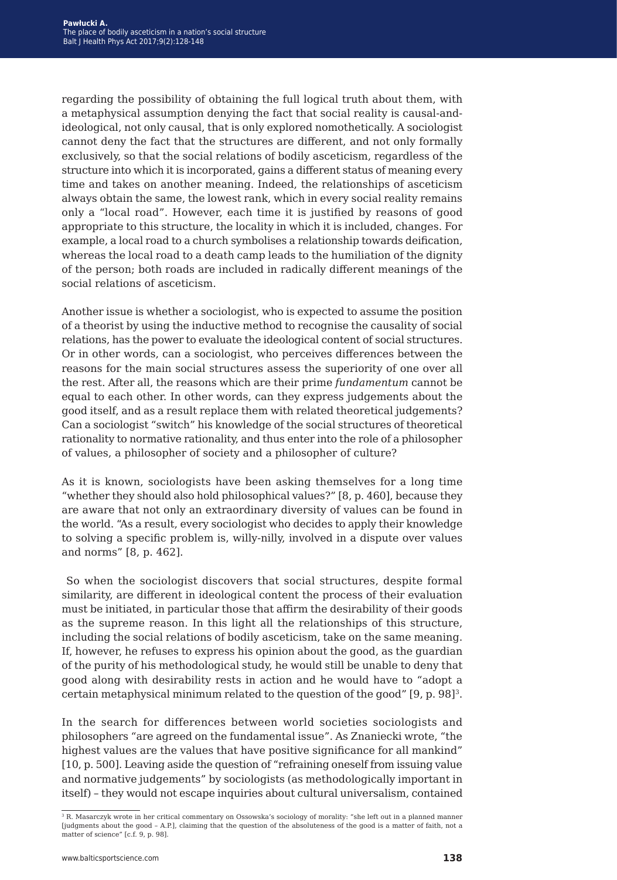regarding the possibility of obtaining the full logical truth about them, with a metaphysical assumption denying the fact that social reality is causal-and-ideological, not only causal, that is only explored nomothetically. A sociologist cannot deny the fact that the structures are different, and not only formally exclusively, so that the social relations of bodily asceticism, regardless of the structure into which it is incorporated, gains a different status of meaning every time and takes on another meaning. Indeed, the relationships of asceticism always obtain the same, the lowest rank, which in every social reality remains only a "local road". However, each time it is justified by reasons of good appropriate to this structure, the locality in which it is included, changes. For example, a local road to a church symbolises a relationship towards deification, whereas the local road to a death camp leads to the humiliation of the dignity of the person; both roads are included in radically different meanings of the social relations of asceticism.

Another issue is whether a sociologist, who is expected to assume the position of a theorist by using the inductive method to recognise the causality of social relations, has the power to evaluate the ideological content of social structures. Or in other words, can a sociologist, who perceives differences between the reasons for the main social structures assess the superiority of one over all the rest. After all, the reasons which are their prime *fundamentum* cannot be equal to each other. In other words, can they express judgements about the good itself, and as a result replace them with related theoretical judgements? Can a sociologist "switch" his knowledge of the social structures of theoretical rationality to normative rationality, and thus enter into the role of a philosopher of values, a philosopher of society and a philosopher of culture?

As it is known, sociologists have been asking themselves for a long time "whether they should also hold philosophical values?" [8, p. 460], because they are aware that not only an extraordinary diversity of values can be found in the world. "As a result, every sociologist who decides to apply their knowledge to solving a specific problem is, willy-nilly, involved in a dispute over values and norms" [8, p. 462].

So when the sociologist discovers that social structures, despite formal similarity, are different in ideological content the process of their evaluation must be initiated, in particular those that affirm the desirability of their goods as the supreme reason. In this light all the relationships of this structure, including the social relations of bodily asceticism, take on the same meaning. If, however, he refuses to express his opinion about the good, as the guardian of the purity of his methodological study, he would still be unable to deny that good along with desirability rests in action and he would have to "adopt a certain metaphysical minimum related to the question of the good" [9, p. 98][3].

In the search for differences between world societies sociologists and philosophers "are agreed on the fundamental issue". As Znaniecki wrote, "the highest values are the values that have positive significance for all mankind" [10, p. 500]. Leaving aside the question of "refraining oneself from issuing value and normative judgements" by sociologists (as methodologically important in itself) – they would not escape inquiries about cultural universalism, contained

[3] R. Masarczyk wrote in her critical commentary on Ossowska's sociology of morality: "she left out in a planned manner [judgments about the good – A.P.], claiming that the question of the absoluteness of the good is a matter of faith, not a matter of science" [c.f. 9, p. 98].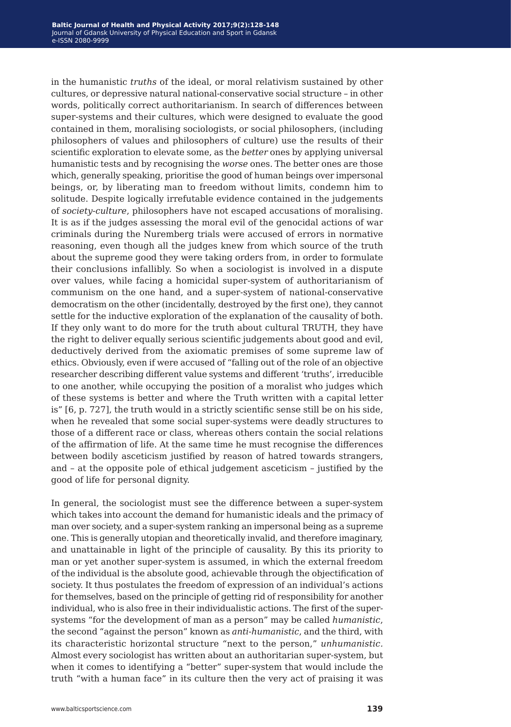in the humanistic *truths* of the ideal, or moral relativism sustained by other cultures, or depressive natural national-conservative social structure – in other words, politically correct authoritarianism. In search of differences between super-systems and their cultures, which were designed to evaluate the good contained in them, moralising sociologists, or social philosophers, (including philosophers of values and philosophers of culture) use the results of their scientific exploration to elevate some, as the *better* ones by applying universal humanistic tests and by recognising the *worse* ones. The better ones are those which, generally speaking, prioritise the good of human beings over impersonal beings, or, by liberating man to freedom without limits, condemn him to solitude. Despite logically irrefutable evidence contained in the judgements of *society-culture*, philosophers have not escaped accusations of moralising. It is as if the judges assessing the moral evil of the genocidal actions of war criminals during the Nuremberg trials were accused of errors in normative reasoning, even though all the judges knew from which source of the truth about the supreme good they were taking orders from, in order to formulate their conclusions infallibly. So when a sociologist is involved in a dispute over values, while facing a homicidal super-system of authoritarianism of communism on the one hand, and a super-system of national-conservative democratism on the other (incidentally, destroyed by the first one), they cannot settle for the inductive exploration of the explanation of the causality of both. If they only want to do more for the truth about cultural TRUTH, they have the right to deliver equally serious scientific judgements about good and evil, deductively derived from the axiomatic premises of some supreme law of ethics. Obviously, even if were accused of "falling out of the role of an objective researcher describing different value systems and different 'truths', irreducible to one another, while occupying the position of a moralist who judges which of these systems is better and where the Truth written with a capital letter is" [6, p. 727], the truth would in a strictly scientific sense still be on his side, when he revealed that some social super-systems were deadly structures to those of a different race or class, whereas others contain the social relations of the affirmation of life. At the same time he must recognise the differences between bodily asceticism justified by reason of hatred towards strangers, and – at the opposite pole of ethical judgement asceticism – justified by the good of life for personal dignity.

In general, the sociologist must see the difference between a super-system which takes into account the demand for humanistic ideals and the primacy of man over society, and a super-system ranking an impersonal being as a supreme one. This is generally utopian and theoretically invalid, and therefore imaginary, and unattainable in light of the principle of causality. By this its priority to man or yet another super-system is assumed, in which the external freedom of the individual is the absolute good, achievable through the objectification of society. It thus postulates the freedom of expression of an individual's actions for themselves, based on the principle of getting rid of responsibility for another individual, who is also free in their individualistic actions. The first of the super-systems "for the development of man as a person" may be called *humanistic*, the second "against the person" known as *anti-humanistic*, and the third, with its characteristic horizontal structure "next to the person," *unhumanistic*. Almost every sociologist has written about an authoritarian super-system, but when it comes to identifying a "better" super-system that would include the truth "with a human face" in its culture then the very act of praising it was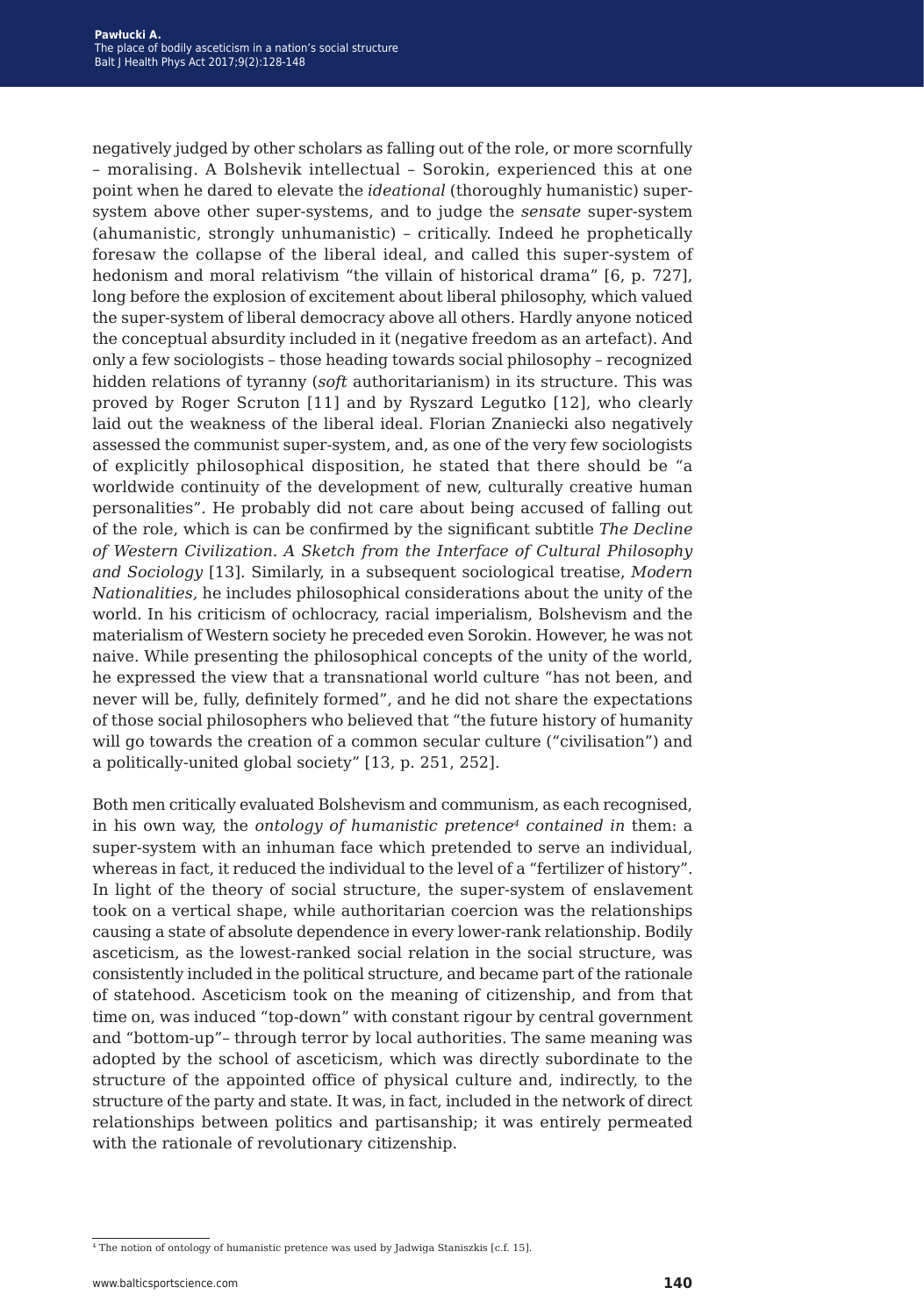negatively judged by other scholars as falling out of the role, or more scornfully – moralising. A Bolshevik intellectual – Sorokin, experienced this at one point when he dared to elevate the *ideational* (thoroughly humanistic) super-system above other super-systems, and to judge the *sensate* super-system (ahumanistic, strongly unhumanistic) – critically. Indeed he prophetically foresaw the collapse of the liberal ideal, and called this super-system of hedonism and moral relativism "the villain of historical drama" [6, p. 727], long before the explosion of excitement about liberal philosophy, which valued the super-system of liberal democracy above all others. Hardly anyone noticed the conceptual absurdity included in it (negative freedom as an artefact). And only a few sociologists – those heading towards social philosophy – recognized hidden relations of tyranny (*soft* authoritarianism) in its structure. This was proved by Roger Scruton [11] and by Ryszard Legutko [12], who clearly laid out the weakness of the liberal ideal. Florian Znaniecki also negatively assessed the communist super-system, and, as one of the very few sociologists of explicitly philosophical disposition, he stated that there should be "a worldwide continuity of the development of new, culturally creative human personalities". He probably did not care about being accused of falling out of the role, which is can be confirmed by the significant subtitle *The Decline of Western Civilization. A Sketch from the Interface of Cultural Philosophy and Sociology* [13]. Similarly, in a subsequent sociological treatise, *Modern Nationalities,* he includes philosophical considerations about the unity of the world. In his criticism of ochlocracy, racial imperialism, Bolshevism and the materialism of Western society he preceded even Sorokin. However, he was not naive. While presenting the philosophical concepts of the unity of the world, he expressed the view that a transnational world culture "has not been, and never will be, fully, definitely formed", and he did not share the expectations of those social philosophers who believed that "the future history of humanity will go towards the creation of a common secular culture ("civilisation") and a politically-united global society" [13, p. 251, 252].

Both men critically evaluated Bolshevism and communism, as each recognised, in his own way, the *ontology of humanistic pretence*[4] *contained in* them: a super-system with an inhuman face which pretended to serve an individual, whereas in fact, it reduced the individual to the level of a "fertilizer of history". In light of the theory of social structure, the super-system of enslavement took on a vertical shape, while authoritarian coercion was the relationships causing a state of absolute dependence in every lower-rank relationship. Bodily asceticism, as the lowest-ranked social relation in the social structure, was consistently included in the political structure, and became part of the rationale of statehood. Asceticism took on the meaning of citizenship, and from that time on, was induced "top-down" with constant rigour by central government and "bottom-up"– through terror by local authorities. The same meaning was adopted by the school of asceticism, which was directly subordinate to the structure of the appointed office of physical culture and, indirectly, to the structure of the party and state. It was, in fact, included in the network of direct relationships between politics and partisanship; it was entirely permeated with the rationale of revolutionary citizenship.

[4] The notion of ontology of humanistic pretence was used by Jadwiga Staniszkis [c.f. 15].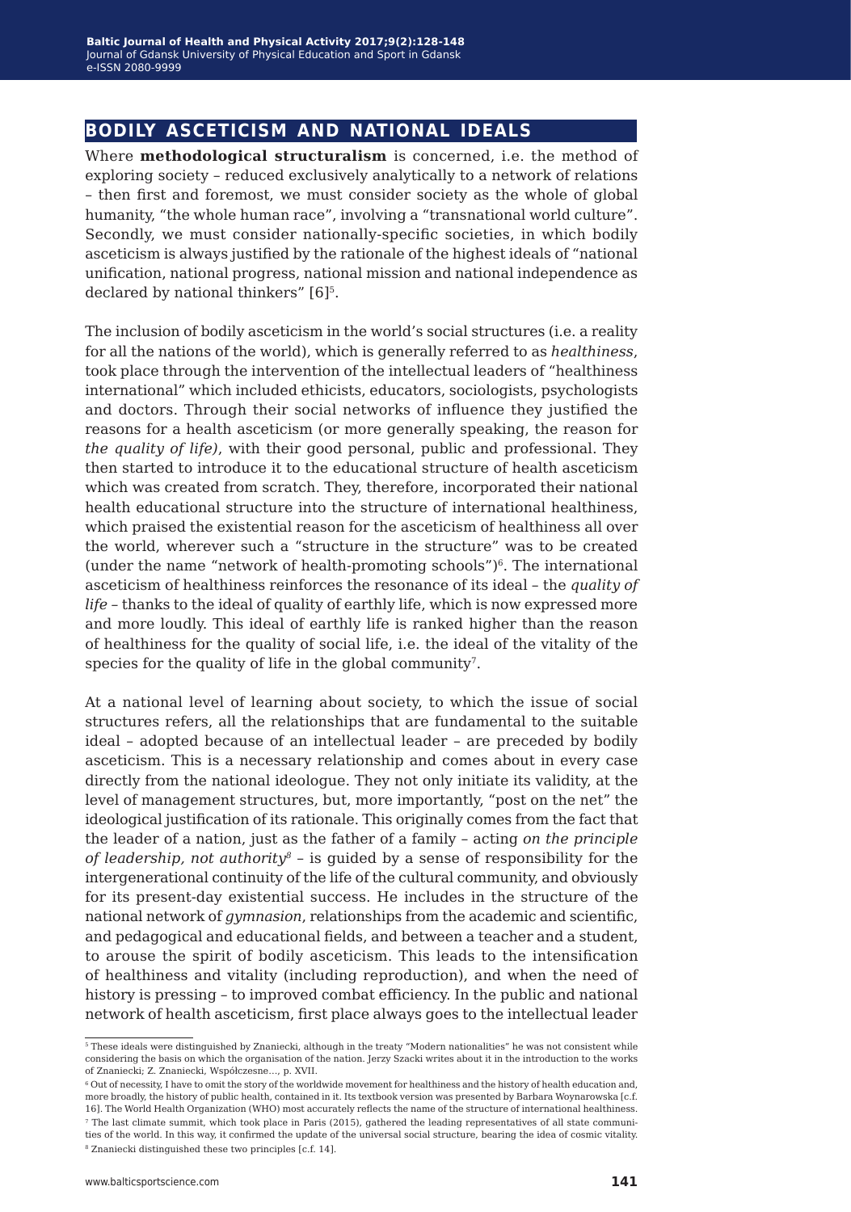## BODILY ASCETICISM AND NATIONAL IDEALS

Where **methodological structuralism** is concerned, i.e. the method of exploring society – reduced exclusively analytically to a network of relations – then first and foremost, we must consider society as the whole of global humanity, "the whole human race", involving a "transnational world culture". Secondly, we must consider nationally-specific societies, in which bodily asceticism is always justified by the rationale of the highest ideals of "national unification, national progress, national mission and national independence as declared by national thinkers" [6][5].

The inclusion of bodily asceticism in the world's social structures (i.e. a reality for all the nations of the world), which is generally referred to as *healthiness*, took place through the intervention of the intellectual leaders of "healthiness international" which included ethicists, educators, sociologists, psychologists and doctors. Through their social networks of influence they justified the reasons for a health asceticism (or more generally speaking, the reason for *the quality of life)*, with their good personal, public and professional. They then started to introduce it to the educational structure of health asceticism which was created from scratch. They, therefore, incorporated their national health educational structure into the structure of international healthiness, which praised the existential reason for the asceticism of healthiness all over the world, wherever such a "structure in the structure" was to be created (under the name "network of health-promoting schools")[6]. The international asceticism of healthiness reinforces the resonance of its ideal – the *quality of life* – thanks to the ideal of quality of earthly life, which is now expressed more and more loudly. This ideal of earthly life is ranked higher than the reason of healthiness for the quality of social life, i.e. the ideal of the vitality of the species for the quality of life in the global community[7].

At a national level of learning about society, to which the issue of social structures refers, all the relationships that are fundamental to the suitable ideal – adopted because of an intellectual leader – are preceded by bodily asceticism. This is a necessary relationship and comes about in every case directly from the national ideologue. They not only initiate its validity, at the level of management structures, but, more importantly, "post on the net" the ideological justification of its rationale. This originally comes from the fact that the leader of a nation, just as the father of a family – acting *on the principle of leadership, not authority*[8] – is guided by a sense of responsibility for the intergenerational continuity of the life of the cultural community, and obviously for its present-day existential success. He includes in the structure of the national network of *gymnasion*, relationships from the academic and scientific, and pedagogical and educational fields, and between a teacher and a student, to arouse the spirit of bodily asceticism. This leads to the intensification of healthiness and vitality (including reproduction), and when the need of history is pressing – to improved combat efficiency. In the public and national network of health asceticism, first place always goes to the intellectual leader

[5] These ideals were distinguished by Znaniecki, although in the treaty "Modern nationalities" he was not consistent while considering the basis on which the organisation of the nation. Jerzy Szacki writes about it in the introduction to the works of Znaniecki; Z. Znaniecki, Współczesne..., p. XVII.

[6] Out of necessity, I have to omit the story of the worldwide movement for healthiness and the history of health education and, more broadly, the history of public health, contained in it. Its textbook version was presented by Barbara Woynarowska [c.f. 16]. The World Health Organization (WHO) most accurately reflects the name of the structure of international healthiness.

[7] The last climate summit, which took place in Paris (2015), gathered the leading representatives of all state communities of the world. In this way, it confirmed the update of the universal social structure, bearing the idea of cosmic vitality.

[8] Znaniecki distinguished these two principles [c.f. 14].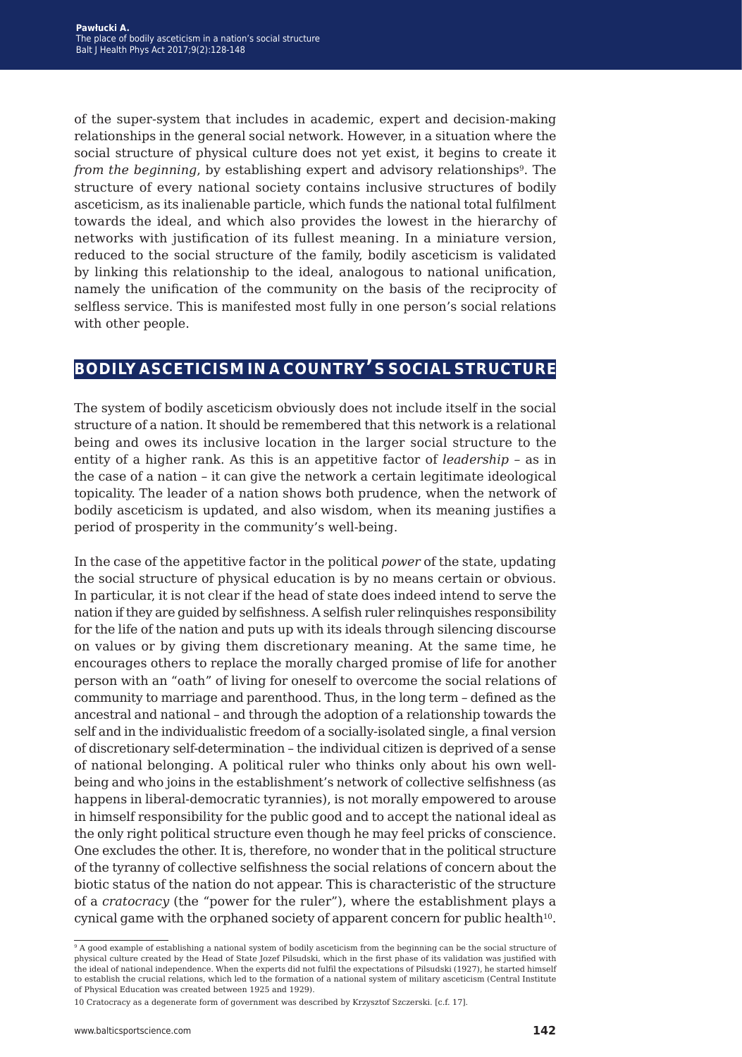of the super-system that includes in academic, expert and decision-making relationships in the general social network. However, in a situation where the social structure of physical culture does not yet exist, it begins to create it *from the beginning*, by establishing expert and advisory relationships[9]. The structure of every national society contains inclusive structures of bodily asceticism, as its inalienable particle, which funds the national total fulfilment towards the ideal, and which also provides the lowest in the hierarchy of networks with justification of its fullest meaning. In a miniature version, reduced to the social structure of the family, bodily asceticism is validated by linking this relationship to the ideal, analogous to national unification, namely the unification of the community on the basis of the reciprocity of selfless service. This is manifested most fully in one person's social relations with other people.

## BODILY ASCETICISM IN A COUNTRY'S SOCIAL STRUCTURE

The system of bodily asceticism obviously does not include itself in the social structure of a nation. It should be remembered that this network is a relational being and owes its inclusive location in the larger social structure to the entity of a higher rank. As this is an appetitive factor of *leadership* – as in the case of a nation – it can give the network a certain legitimate ideological topicality. The leader of a nation shows both prudence, when the network of bodily asceticism is updated, and also wisdom, when its meaning justifies a period of prosperity in the community's well-being.

In the case of the appetitive factor in the political *power* of the state, updating the social structure of physical education is by no means certain or obvious. In particular, it is not clear if the head of state does indeed intend to serve the nation if they are guided by selfishness. A selfish ruler relinquishes responsibility for the life of the nation and puts up with its ideals through silencing discourse on values or by giving them discretionary meaning. At the same time, he encourages others to replace the morally charged promise of life for another person with an "oath" of living for oneself to overcome the social relations of community to marriage and parenthood. Thus, in the long term – defined as the ancestral and national – and through the adoption of a relationship towards the self and in the individualistic freedom of a socially-isolated single, a final version of discretionary self-determination – the individual citizen is deprived of a sense of national belonging. A political ruler who thinks only about his own well-being and who joins in the establishment's network of collective selfishness (as happens in liberal-democratic tyrannies), is not morally empowered to arouse in himself responsibility for the public good and to accept the national ideal as the only right political structure even though he may feel pricks of conscience. One excludes the other. It is, therefore, no wonder that in the political structure of the tyranny of collective selfishness the social relations of concern about the biotic status of the nation do not appear. This is characteristic of the structure of a *cratocracy* (the "power for the ruler"), where the establishment plays a cynical game with the orphaned society of apparent concern for public health[10].

---

[9] A good example of establishing a national system of bodily asceticism from the beginning can be the social structure of physical culture created by the Head of State Jozef Pilsudski, which in the first phase of its validation was justified with the ideal of national independence. When the experts did not fulfil the expectations of Pilsudski (1927), he started himself to establish the crucial relations, which led to the formation of a national system of military asceticism (Central Institute of Physical Education was created between 1925 and 1929).

10 Cratocracy as a degenerate form of government was described by Krzysztof Szczerski. [c.f. 17].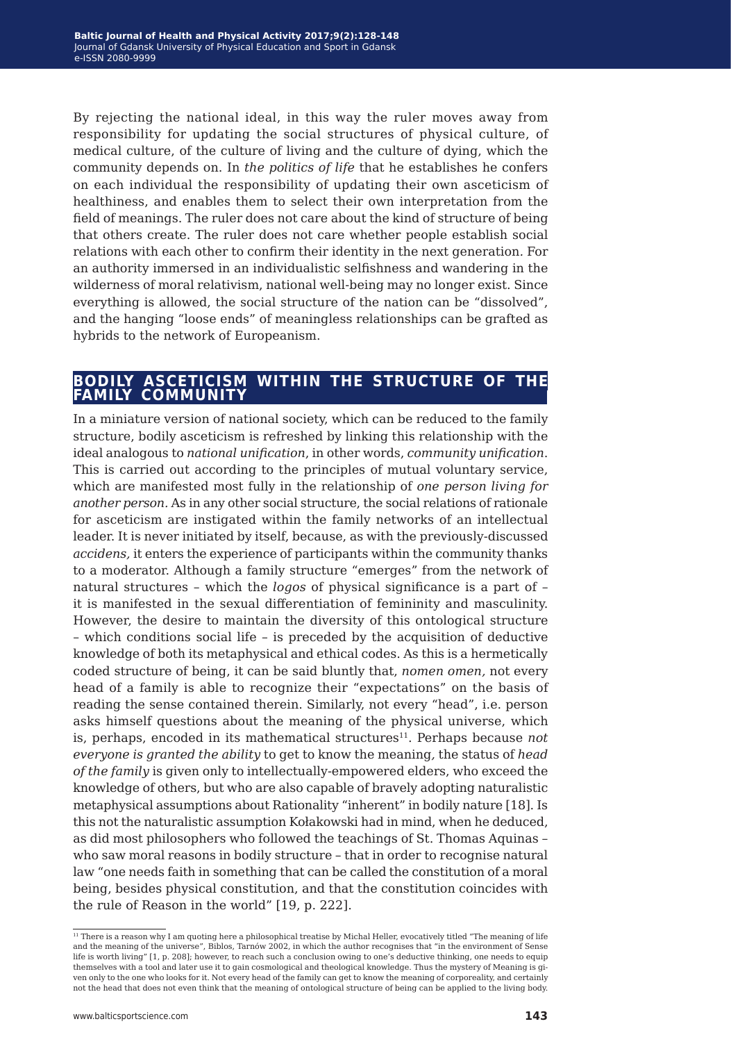By rejecting the national ideal, in this way the ruler moves away from responsibility for updating the social structures of physical culture, of medical culture, of the culture of living and the culture of dying, which the community depends on. In *the politics of life* that he establishes he confers on each individual the responsibility of updating their own asceticism of healthiness, and enables them to select their own interpretation from the field of meanings. The ruler does not care about the kind of structure of being that others create. The ruler does not care whether people establish social relations with each other to confirm their identity in the next generation. For an authority immersed in an individualistic selfishness and wandering in the wilderness of moral relativism, national well-being may no longer exist. Since everything is allowed, the social structure of the nation can be "dissolved", and the hanging "loose ends" of meaningless relationships can be grafted as hybrids to the network of Europeanism.

## BODILY ASCETICISM WITHIN THE STRUCTURE OF THE FAMILY COMMUNITY

In a miniature version of national society, which can be reduced to the family structure, bodily asceticism is refreshed by linking this relationship with the ideal analogous to *national unification*, in other words, *community unification*. This is carried out according to the principles of mutual voluntary service, which are manifested most fully in the relationship of *one person living for another person*. As in any other social structure, the social relations of rationale for asceticism are instigated within the family networks of an intellectual leader. It is never initiated by itself, because, as with the previously-discussed *accidens,* it enters the experience of participants within the community thanks to a moderator. Although a family structure "emerges" from the network of natural structures – which the *logos* of physical significance is a part of – it is manifested in the sexual differentiation of femininity and masculinity. However, the desire to maintain the diversity of this ontological structure – which conditions social life – is preceded by the acquisition of deductive knowledge of both its metaphysical and ethical codes. As this is a hermetically coded structure of being, it can be said bluntly that, *nomen omen,* not every head of a family is able to recognize their "expectations" on the basis of reading the sense contained therein. Similarly, not every "head", i.e. person asks himself questions about the meaning of the physical universe, which is, perhaps, encoded in its mathematical structures[11]. Perhaps because *not everyone is granted the ability* to get to know the meaning*,* the status of *head of the family* is given only to intellectually-empowered elders, who exceed the knowledge of others, but who are also capable of bravely adopting naturalistic metaphysical assumptions about Rationality "inherent" in bodily nature [18]. Is this not the naturalistic assumption Kołakowski had in mind, when he deduced, as did most philosophers who followed the teachings of St. Thomas Aquinas – who saw moral reasons in bodily structure – that in order to recognise natural law "one needs faith in something that can be called the constitution of a moral being, besides physical constitution, and that the constitution coincides with the rule of Reason in the world" [19, p. 222].

---

[11] There is a reason why I am quoting here a philosophical treatise by Michal Heller, evocatively titled "The meaning of life and the meaning of the universe", Biblos, Tarnów 2002, in which the author recognises that "in the environment of Sense life is worth living" [1, p. 208]; however, to reach such a conclusion owing to one's deductive thinking, one needs to equip themselves with a tool and later use it to gain cosmological and theological knowledge. Thus the mystery of Meaning is given only to the one who looks for it. Not every head of the family can get to know the meaning of corporeality, and certainly not the head that does not even think that the meaning of ontological structure of being can be applied to the living body.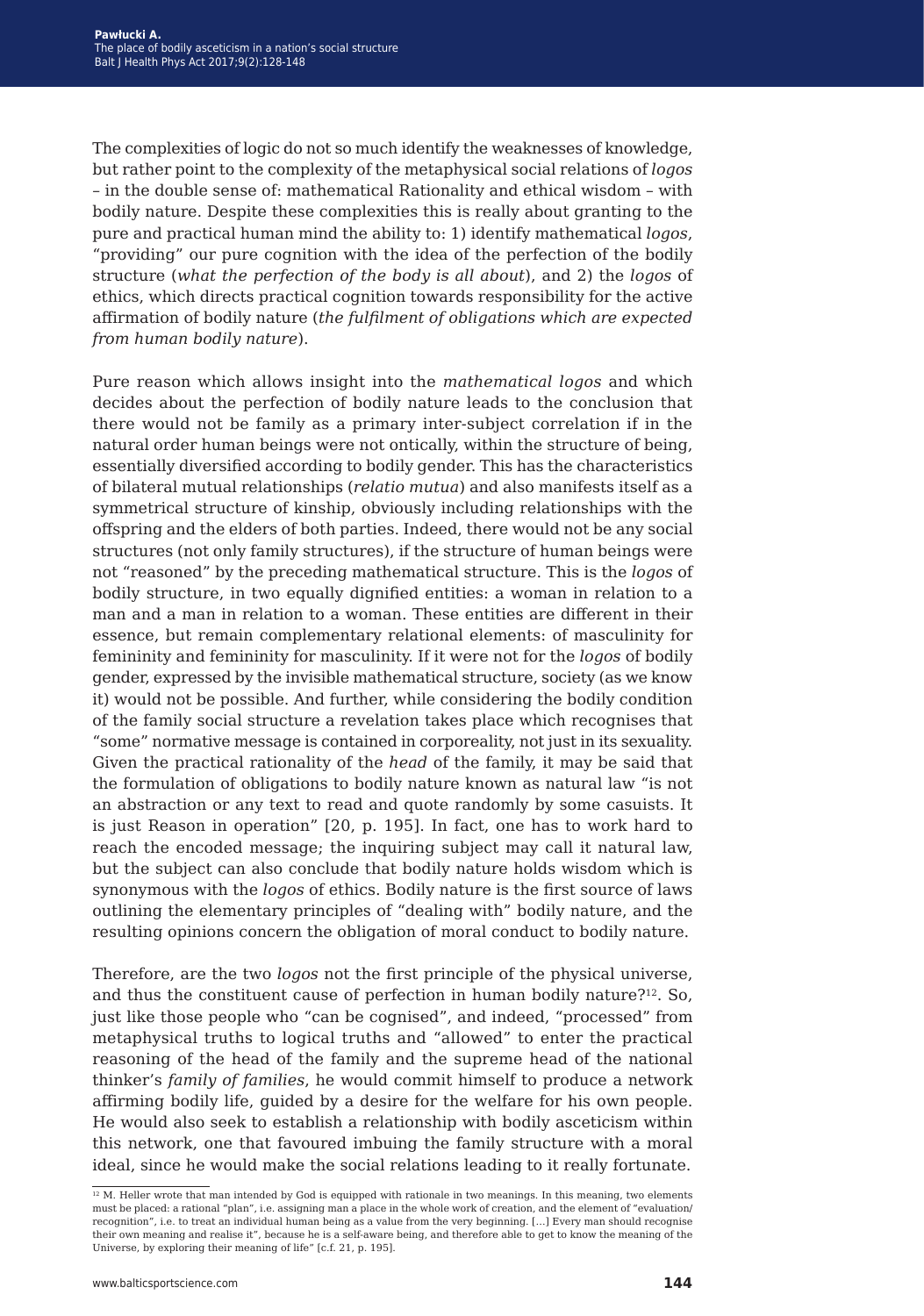The complexities of logic do not so much identify the weaknesses of knowledge, but rather point to the complexity of the metaphysical social relations of *logos* – in the double sense of: mathematical Rationality and ethical wisdom – with bodily nature. Despite these complexities this is really about granting to the pure and practical human mind the ability to: 1) identify mathematical *logos*, "providing" our pure cognition with the idea of the perfection of the bodily structure (*what the perfection of the body is all about*), and 2) the *logos* of ethics, which directs practical cognition towards responsibility for the active affirmation of bodily nature (*the fulfilment of obligations which are expected from human bodily nature*).

Pure reason which allows insight into the *mathematical logos* and which decides about the perfection of bodily nature leads to the conclusion that there would not be family as a primary inter-subject correlation if in the natural order human beings were not ontically, within the structure of being, essentially diversified according to bodily gender. This has the characteristics of bilateral mutual relationships (*relatio mutua*) and also manifests itself as a symmetrical structure of kinship, obviously including relationships with the offspring and the elders of both parties. Indeed, there would not be any social structures (not only family structures), if the structure of human beings were not "reasoned" by the preceding mathematical structure. This is the *logos* of bodily structure, in two equally dignified entities: a woman in relation to a man and a man in relation to a woman. These entities are different in their essence, but remain complementary relational elements: of masculinity for femininity and femininity for masculinity. If it were not for the *logos* of bodily gender, expressed by the invisible mathematical structure, society (as we know it) would not be possible. And further, while considering the bodily condition of the family social structure a revelation takes place which recognises that "some" normative message is contained in corporeality, not just in its sexuality. Given the practical rationality of the *head* of the family, it may be said that the formulation of obligations to bodily nature known as natural law "is not an abstraction or any text to read and quote randomly by some casuists. It is just Reason in operation" [20, p. 195]. In fact, one has to work hard to reach the encoded message; the inquiring subject may call it natural law, but the subject can also conclude that bodily nature holds wisdom which is synonymous with the *logos* of ethics. Bodily nature is the first source of laws outlining the elementary principles of "dealing with" bodily nature, and the resulting opinions concern the obligation of moral conduct to bodily nature.

Therefore, are the two *logos* not the first principle of the physical universe, and thus the constituent cause of perfection in human bodily nature?[12]. So, just like those people who "can be cognised", and indeed, "processed" from metaphysical truths to logical truths and "allowed" to enter the practical reasoning of the head of the family and the supreme head of the national thinker's *family of families*, he would commit himself to produce a network affirming bodily life, guided by a desire for the welfare for his own people. He would also seek to establish a relationship with bodily asceticism within this network, one that favoured imbuing the family structure with a moral ideal, since he would make the social relations leading to it really fortunate.

---

[12] M. Heller wrote that man intended by God is equipped with rationale in two meanings. In this meaning, two elements must be placed: a rational "plan", i.e. assigning man a place in the whole work of creation, and the element of "evaluation/recognition", i.e. to treat an individual human being as a value from the very beginning. [...] Every man should recognise their own meaning and realise it", because he is a self-aware being, and therefore able to get to know the meaning of the Universe, by exploring their meaning of life" [c.f. 21, p. 195].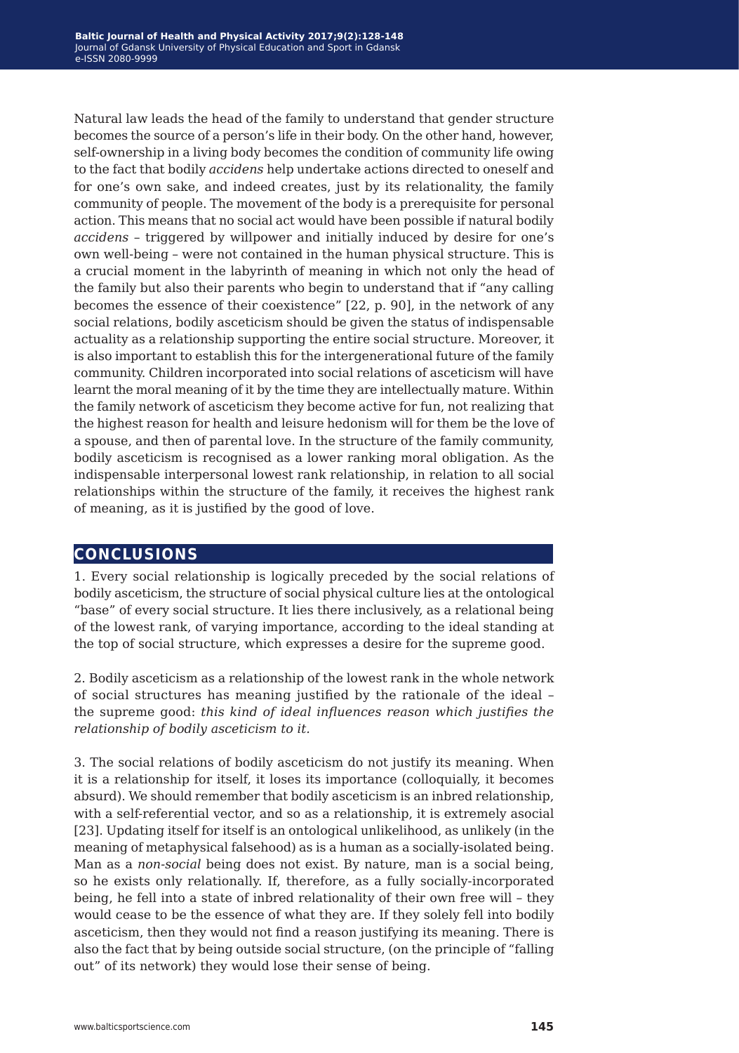Natural law leads the head of the family to understand that gender structure becomes the source of a person's life in their body. On the other hand, however, self-ownership in a living body becomes the condition of community life owing to the fact that bodily *accidens* help undertake actions directed to oneself and for one's own sake, and indeed creates, just by its relationality, the family community of people. The movement of the body is a prerequisite for personal action. This means that no social act would have been possible if natural bodily *accidens* – triggered by willpower and initially induced by desire for one's own well-being – were not contained in the human physical structure. This is a crucial moment in the labyrinth of meaning in which not only the head of the family but also their parents who begin to understand that if "any calling becomes the essence of their coexistence" [22, p. 90], in the network of any social relations, bodily asceticism should be given the status of indispensable actuality as a relationship supporting the entire social structure. Moreover, it is also important to establish this for the intergenerational future of the family community. Children incorporated into social relations of asceticism will have learnt the moral meaning of it by the time they are intellectually mature. Within the family network of asceticism they become active for fun, not realizing that the highest reason for health and leisure hedonism will for them be the love of a spouse, and then of parental love. In the structure of the family community, bodily asceticism is recognised as a lower ranking moral obligation. As the indispensable interpersonal lowest rank relationship, in relation to all social relationships within the structure of the family, it receives the highest rank of meaning, as it is justified by the good of love.

## CONCLUSIONS

1. Every social relationship is logically preceded by the social relations of bodily asceticism, the structure of social physical culture lies at the ontological "base" of every social structure. It lies there inclusively, as a relational being of the lowest rank, of varying importance, according to the ideal standing at the top of social structure, which expresses a desire for the supreme good.

2. Bodily asceticism as a relationship of the lowest rank in the whole network of social structures has meaning justified by the rationale of the ideal – the supreme good: *this kind of ideal influences reason which justifies the relationship of bodily asceticism to it.*

3. The social relations of bodily asceticism do not justify its meaning. When it is a relationship for itself, it loses its importance (colloquially, it becomes absurd). We should remember that bodily asceticism is an inbred relationship, with a self-referential vector, and so as a relationship, it is extremely asocial [23]. Updating itself for itself is an ontological unlikelihood, as unlikely (in the meaning of metaphysical falsehood) as is a human as a socially-isolated being. Man as a *non-social* being does not exist. By nature, man is a social being, so he exists only relationally. If, therefore, as a fully socially-incorporated being, he fell into a state of inbred relationality of their own free will – they would cease to be the essence of what they are. If they solely fell into bodily asceticism, then they would not find a reason justifying its meaning. There is also the fact that by being outside social structure, (on the principle of "falling out" of its network) they would lose their sense of being.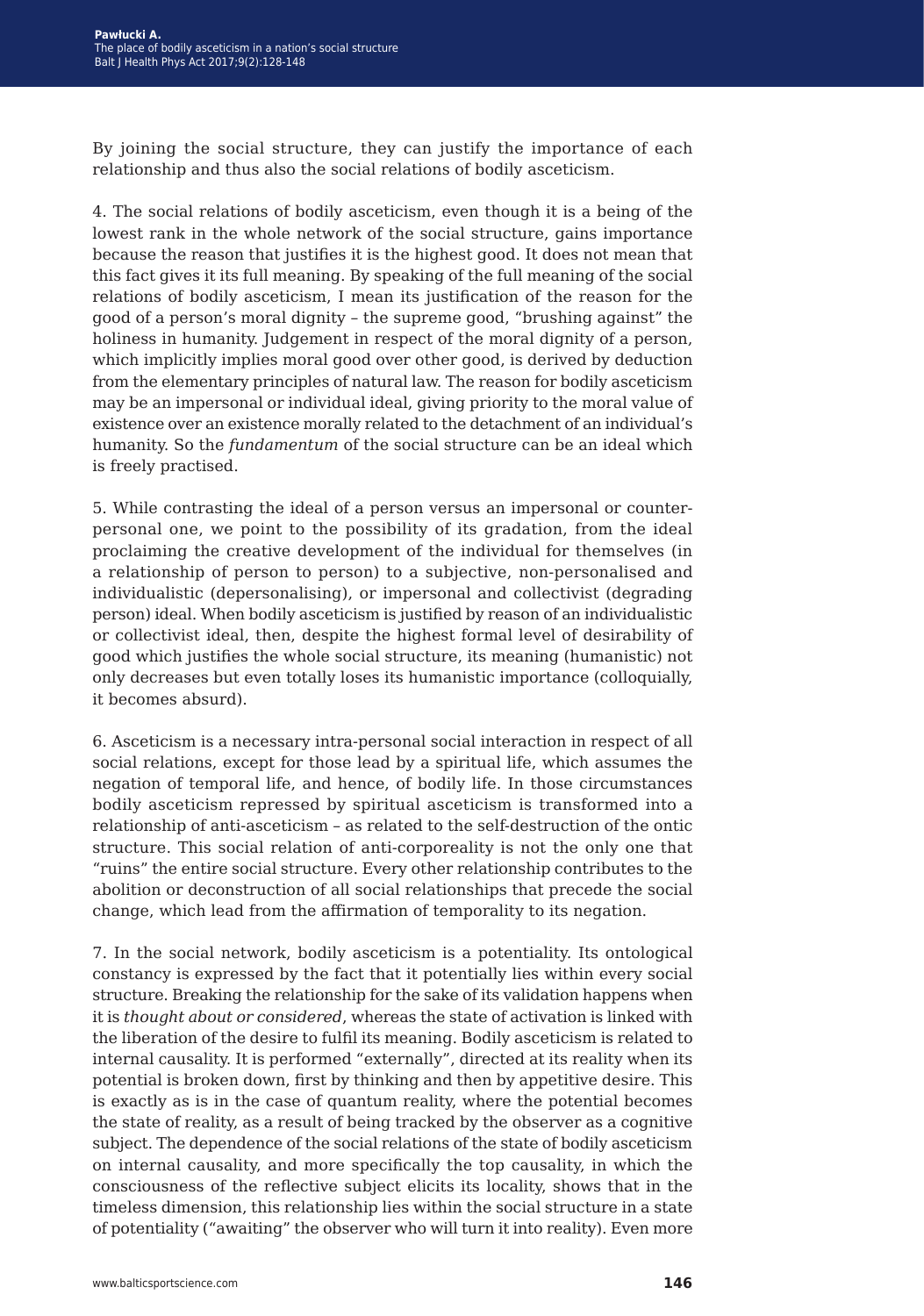By joining the social structure, they can justify the importance of each relationship and thus also the social relations of bodily asceticism.

4. The social relations of bodily asceticism, even though it is a being of the lowest rank in the whole network of the social structure, gains importance because the reason that justifies it is the highest good. It does not mean that this fact gives it its full meaning. By speaking of the full meaning of the social relations of bodily asceticism, I mean its justification of the reason for the good of a person's moral dignity – the supreme good, "brushing against" the holiness in humanity. Judgement in respect of the moral dignity of a person, which implicitly implies moral good over other good, is derived by deduction from the elementary principles of natural law. The reason for bodily asceticism may be an impersonal or individual ideal, giving priority to the moral value of existence over an existence morally related to the detachment of an individual's humanity. So the *fundamentum* of the social structure can be an ideal which is freely practised.

5. While contrasting the ideal of a person versus an impersonal or counter-personal one, we point to the possibility of its gradation, from the ideal proclaiming the creative development of the individual for themselves (in a relationship of person to person) to a subjective, non-personalised and individualistic (depersonalising), or impersonal and collectivist (degrading person) ideal. When bodily asceticism is justified by reason of an individualistic or collectivist ideal, then, despite the highest formal level of desirability of good which justifies the whole social structure, its meaning (humanistic) not only decreases but even totally loses its humanistic importance (colloquially, it becomes absurd).

6. Asceticism is a necessary intra-personal social interaction in respect of all social relations, except for those lead by a spiritual life, which assumes the negation of temporal life, and hence, of bodily life. In those circumstances bodily asceticism repressed by spiritual asceticism is transformed into a relationship of anti-asceticism – as related to the self-destruction of the ontic structure. This social relation of anti-corporeality is not the only one that "ruins" the entire social structure. Every other relationship contributes to the abolition or deconstruction of all social relationships that precede the social change, which lead from the affirmation of temporality to its negation.

7. In the social network, bodily asceticism is a potentiality. Its ontological constancy is expressed by the fact that it potentially lies within every social structure. Breaking the relationship for the sake of its validation happens when it is *thought about or considered*, whereas the state of activation is linked with the liberation of the desire to fulfil its meaning. Bodily asceticism is related to internal causality. It is performed "externally", directed at its reality when its potential is broken down, first by thinking and then by appetitive desire. This is exactly as is in the case of quantum reality, where the potential becomes the state of reality, as a result of being tracked by the observer as a cognitive subject. The dependence of the social relations of the state of bodily asceticism on internal causality, and more specifically the top causality, in which the consciousness of the reflective subject elicits its locality, shows that in the timeless dimension, this relationship lies within the social structure in a state of potentiality ("awaiting" the observer who will turn it into reality). Even more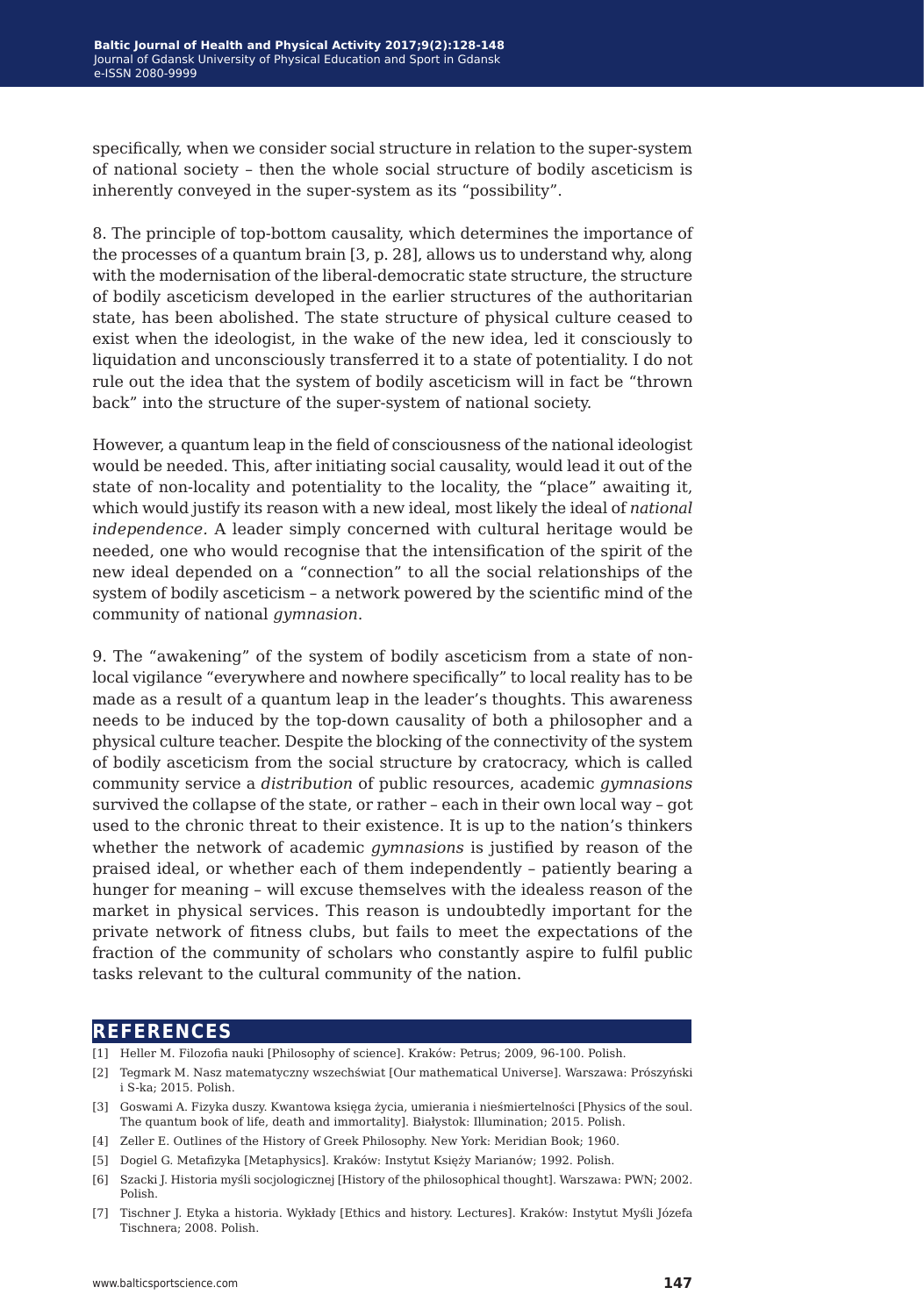specifically, when we consider social structure in relation to the super-system of national society – then the whole social structure of bodily asceticism is inherently conveyed in the super-system as its "possibility".

8. The principle of top-bottom causality, which determines the importance of the processes of a quantum brain [3, p. 28], allows us to understand why, along with the modernisation of the liberal-democratic state structure, the structure of bodily asceticism developed in the earlier structures of the authoritarian state, has been abolished. The state structure of physical culture ceased to exist when the ideologist, in the wake of the new idea, led it consciously to liquidation and unconsciously transferred it to a state of potentiality. I do not rule out the idea that the system of bodily asceticism will in fact be "thrown back" into the structure of the super-system of national society.

However, a quantum leap in the field of consciousness of the national ideologist would be needed. This, after initiating social causality, would lead it out of the state of non-locality and potentiality to the locality, the "place" awaiting it, which would justify its reason with a new ideal, most likely the ideal of *national independence*. A leader simply concerned with cultural heritage would be needed, one who would recognise that the intensification of the spirit of the new ideal depended on a "connection" to all the social relationships of the system of bodily asceticism – a network powered by the scientific mind of the community of national *gymnasion*.

9. The "awakening" of the system of bodily asceticism from a state of non-local vigilance "everywhere and nowhere specifically" to local reality has to be made as a result of a quantum leap in the leader's thoughts. This awareness needs to be induced by the top-down causality of both a philosopher and a physical culture teacher. Despite the blocking of the connectivity of the system of bodily asceticism from the social structure by cratocracy, which is called community service a *distribution* of public resources, academic *gymnasions* survived the collapse of the state, or rather – each in their own local way – got used to the chronic threat to their existence. It is up to the nation's thinkers whether the network of academic *gymnasions* is justified by reason of the praised ideal, or whether each of them independently – patiently bearing a hunger for meaning – will excuse themselves with the idealess reason of the market in physical services. This reason is undoubtedly important for the private network of fitness clubs, but fails to meet the expectations of the fraction of the community of scholars who constantly aspire to fulfil public tasks relevant to the cultural community of the nation.

## REFERENCES

[1] Heller M. Filozofia nauki [Philosophy of science]. Kraków: Petrus; 2009, 96-100. Polish.

[2] Tegmark M. Nasz matematyczny wszechświat [Our mathematical Universe]. Warszawa: Prószyński i S-ka; 2015. Polish.

[3] Goswami A. Fizyka duszy. Kwantowa księga życia, umierania i nieśmiertelności [Physics of the soul. The quantum book of life, death and immortality]. Białystok: Illumination; 2015. Polish.

[4] Zeller E. Outlines of the History of Greek Philosophy. New York: Meridian Book; 1960.

[5] Dogiel G. Metafizyka [Metaphysics]. Kraków: Instytut Księży Marianów; 1992. Polish.

[6] Szacki J. Historia myśli socjologicznej [History of the philosophical thought]. Warszawa: PWN; 2002. Polish.

[7] Tischner J. Etyka a historia. Wykłady [Ethics and history. Lectures]. Kraków: Instytut Myśli Józefa Tischnera; 2008. Polish.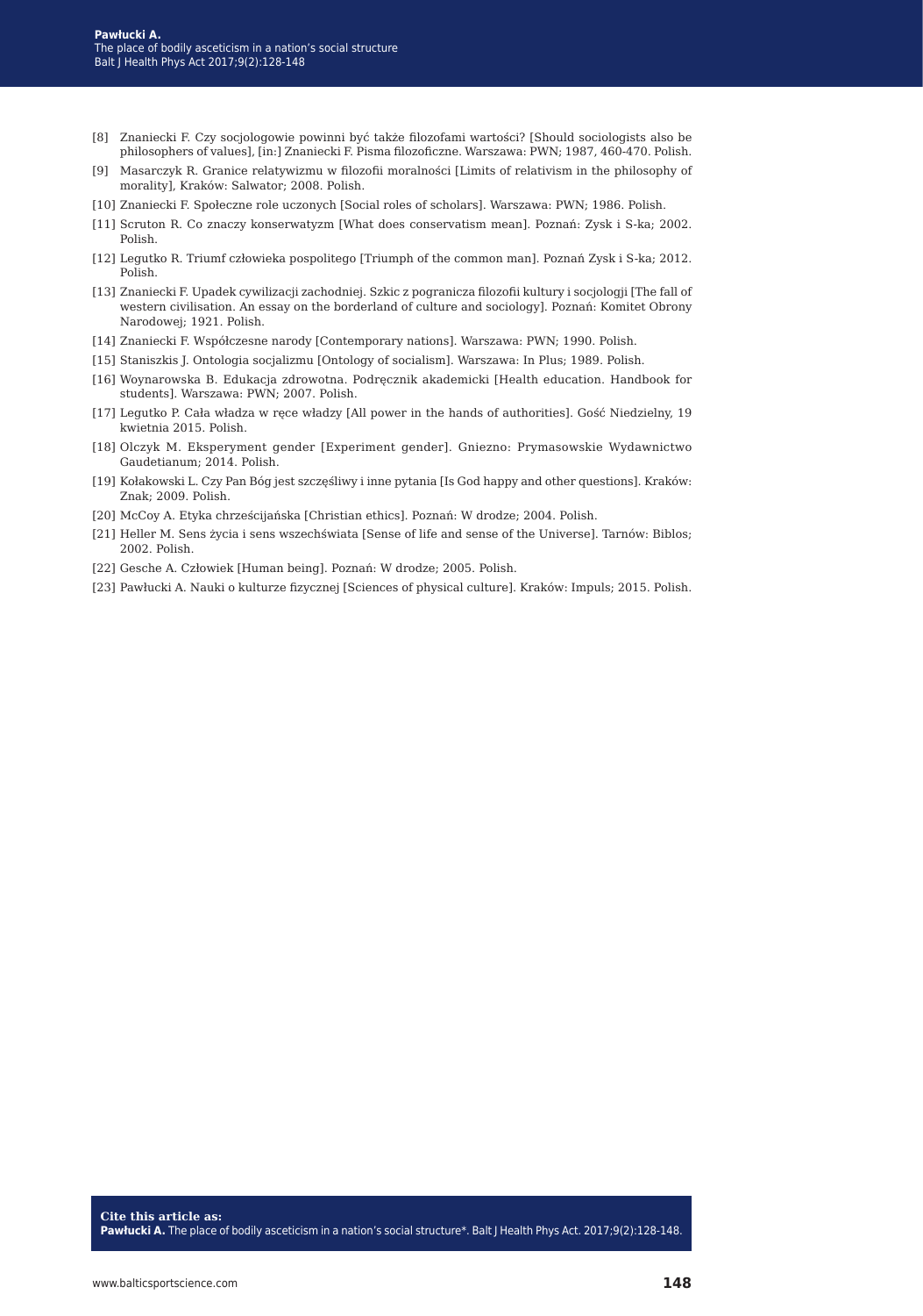[8] Znaniecki F. Czy socjologowie powinni być także filozofami wartości? [Should sociologists also be philosophers of values], [in:] Znaniecki F. Pisma filozoficzne. Warszawa: PWN; 1987, 460-470. Polish.

[9] Masarczyk R. Granice relatywizmu w filozofii moralności [Limits of relativism in the philosophy of morality], Kraków: Salwator; 2008. Polish.

[10] Znaniecki F. Społeczne role uczonych [Social roles of scholars]. Warszawa: PWN; 1986. Polish.

[11] Scruton R. Co znaczy konserwatyzm [What does conservatism mean]. Poznań: Zysk i S-ka; 2002. Polish.

[12] Legutko R. Triumf człowieka pospolitego [Triumph of the common man]. Poznań Zysk i S-ka; 2012. Polish.

[13] Znaniecki F. Upadek cywilizacji zachodniej. Szkic z pogranicza filozofii kultury i socjologji [The fall of western civilisation. An essay on the borderland of culture and sociology]. Poznań: Komitet Obrony Narodowej; 1921. Polish.

[14] Znaniecki F. Współczesne narody [Contemporary nations]. Warszawa: PWN; 1990. Polish.

[15] Staniszkis J. Ontologia socjalizmu [Ontology of socialism]. Warszawa: In Plus; 1989. Polish.

[16] Woynarowska B. Edukacja zdrowotna. Podręcznik akademicki [Health education. Handbook for students]. Warszawa: PWN; 2007. Polish.

[17] Legutko P. Cała władza w ręce władzy [All power in the hands of authorities]. Gość Niedzielny, 19 kwietnia 2015. Polish.

[18] Olczyk M. Eksperyment gender [Experiment gender]. Gniezno: Prymasowskie Wydawnictwo Gaudetianum; 2014. Polish.

[19] Kołakowski L. Czy Pan Bóg jest szczęśliwy i inne pytania [Is God happy and other questions]. Kraków: Znak; 2009. Polish.

[20] McCoy A. Etyka chrześcijańska [Christian ethics]. Poznań: W drodze; 2004. Polish.

[21] Heller M. Sens życia i sens wszechświata [Sense of life and sense of the Universe]. Tarnów: Biblos; 2002. Polish.

[22] Gesche A. Człowiek [Human being]. Poznań: W drodze; 2005. Polish.

[23] Pawłucki A. Nauki o kulturze fizycznej [Sciences of physical culture]. Kraków: Impuls; 2015. Polish.

**Cite this article as:**
**Pawłucki A.** The place of bodily asceticism in a nation's social structure*. Balt J Health Phys Act. 2017;9(2):128-148.